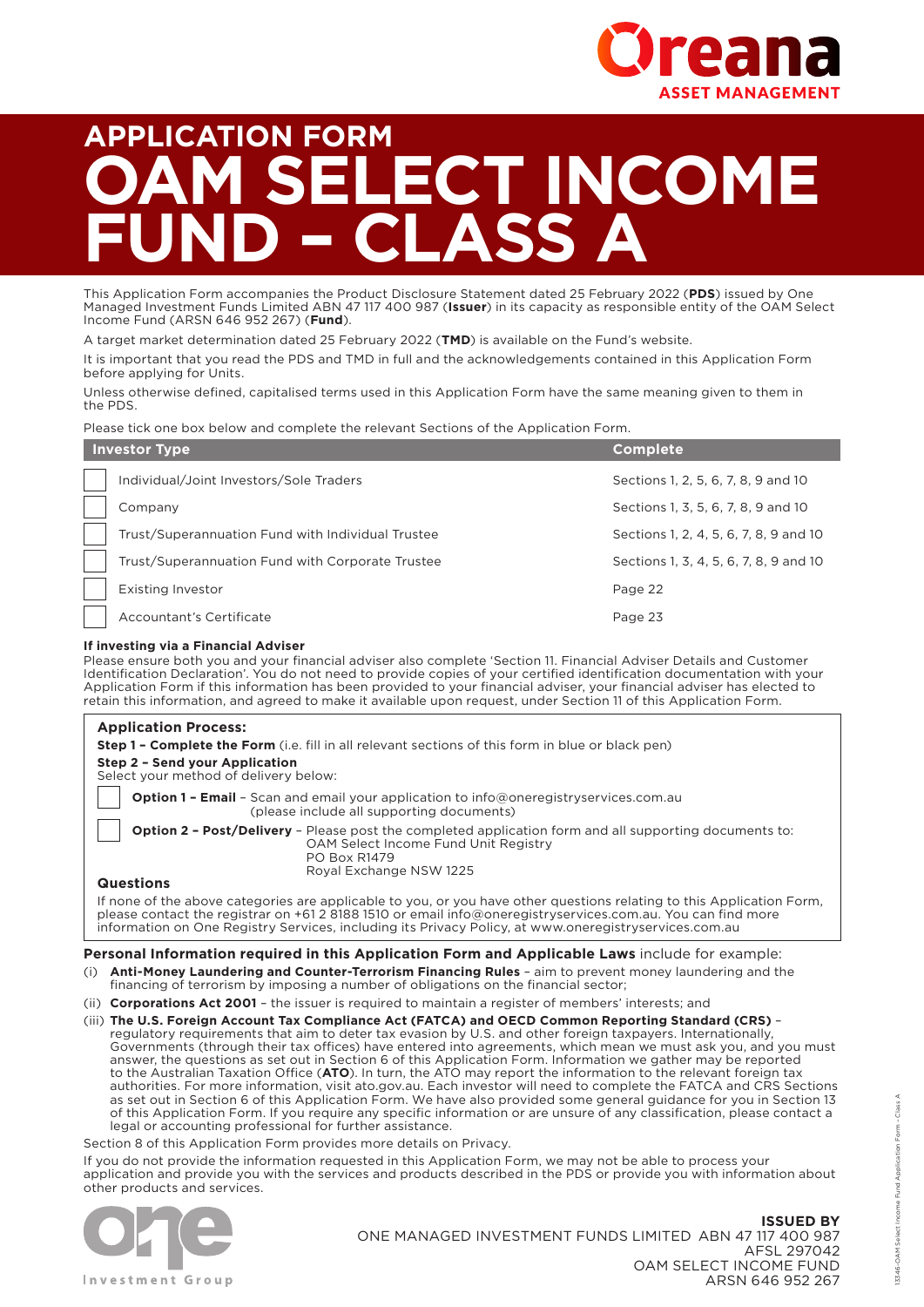Oreana ASSET MANAGEMENT

# APPLICATION FORM
# OAM SELECT INCOME FUND – CLASS A

This Application Form accompanies the Product Disclosure Statement dated 25 February 2022 (**PDS**) issued by One Managed Investment Funds Limited ABN 47 117 400 987 (**Issuer**) in its capacity as responsible entity of the OAM Select Income Fund (ARSN 646 952 267) (**Fund**).

A target market determination dated 25 February 2022 (**TMD**) is available on the Fund's website.

It is important that you read the PDS and TMD in full and the acknowledgements contained in this Application Form before applying for Units.

Unless otherwise defined, capitalised terms used in this Application Form have the same meaning given to them in the PDS.

Please tick one box below and complete the relevant Sections of the Application Form.

| Investor Type | Complete |
|---|---|
| ☐ Individual/Joint Investors/Sole Traders | Sections 1, 2, 5, 6, 7, 8, 9 and 10 |
| ☐ Company | Sections 1, 3, 5, 6, 7, 8, 9 and 10 |
| ☐ Trust/Superannuation Fund with Individual Trustee | Sections 1, 2, 4, 5, 6, 7, 8, 9 and 10 |
| ☐ Trust/Superannuation Fund with Corporate Trustee | Sections 1, 3, 4, 5, 6, 7, 8, 9 and 10 |
| ☐ Existing Investor | Page 22 |
| ☐ Accountant's Certificate | Page 23 |

**If investing via a Financial Adviser**

Please ensure both you and your financial adviser also complete 'Section 11. Financial Adviser Details and Customer Identification Declaration'. You do not need to provide copies of your certified identification documentation with your Application Form if this information has been provided to your financial adviser, your financial adviser has elected to retain this information, and agreed to make it available upon request, under Section 11 of this Application Form.

**Application Process:**

**Step 1 – Complete the Form** (i.e. fill in all relevant sections of this form in blue or black pen)

**Step 2 – Send your Application**
Select your method of delivery below:

☐ **Option 1 – Email** – Scan and email your application to info@oneregistryservices.com.au (please include all supporting documents)

☐ **Option 2 – Post/Delivery** – Please post the completed application form and all supporting documents to:
OAM Select Income Fund Unit Registry
PO Box R1479
Royal Exchange NSW 1225

**Questions**

If none of the above categories are applicable to you, or you have other questions relating to this Application Form, please contact the registrar on +61 2 8188 1510 or email info@oneregistryservices.com.au. You can find more information on One Registry Services, including its Privacy Policy, at www.oneregistryservices.com.au

**Personal Information required in this Application Form and Applicable Laws** include for example:

(i) **Anti-Money Laundering and Counter-Terrorism Financing Rules** – aim to prevent money laundering and the financing of terrorism by imposing a number of obligations on the financial sector;

(ii) **Corporations Act 2001** – the issuer is required to maintain a register of members' interests; and

(iii) **The U.S. Foreign Account Tax Compliance Act (FATCA) and OECD Common Reporting Standard (CRS)** – regulatory requirements that aim to deter tax evasion by U.S. and other foreign taxpayers. Internationally, Governments (through their tax offices) have entered into agreements, which mean we must ask you, and you must answer, the questions as set out in Section 6 of this Application Form. Information we gather may be reported to the Australian Taxation Office (**ATO**). In turn, the ATO may report the information to the relevant foreign tax authorities. For more information, visit ato.gov.au. Each investor will need to complete the FATCA and CRS Sections as set out in Section 6 of this Application Form. We have also provided some general guidance for you in Section 13 of this Application Form. If you require any specific information or are unsure of any classification, please contact a legal or accounting professional for further assistance.

Section 8 of this Application Form provides more details on Privacy.

If you do not provide the information requested in this Application Form, we may not be able to process your application and provide you with the services and products described in the PDS or provide you with information about other products and services.

one Investment Group

**ISSUED BY**
ONE MANAGED INVESTMENT FUNDS LIMITED ABN 47 117 400 987
AFSL 297042
OAM SELECT INCOME FUND
ARSN 646 952 267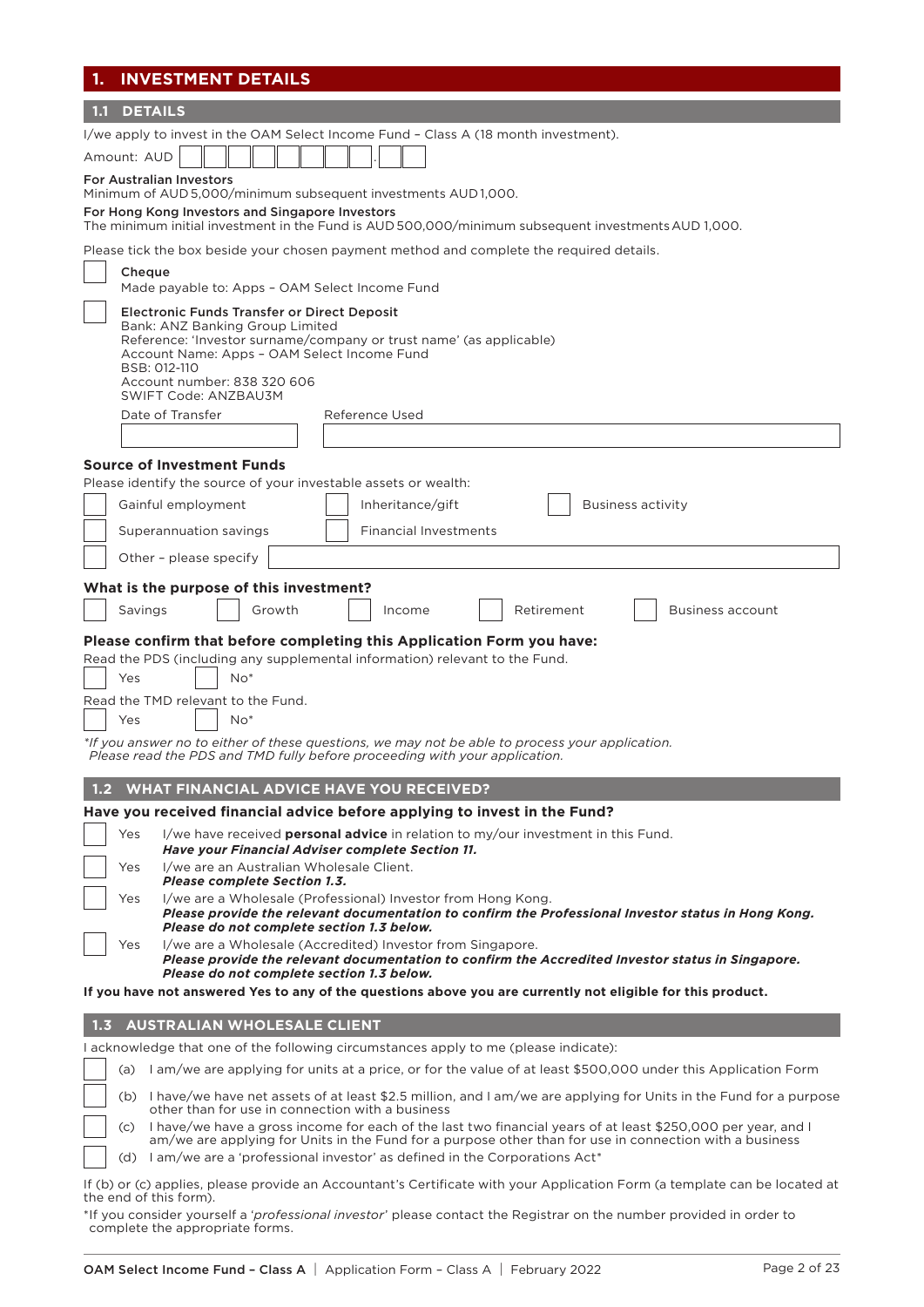# 1. INVESTMENT DETAILS

## 1.1 DETAILS

I/we apply to invest in the OAM Select Income Fund – Class A (18 month investment).

Amount: AUD ☐☐☐☐☐☐☐☐.☐☐

**For Australian Investors**
Minimum of AUD 5,000/minimum subsequent investments AUD 1,000.

**For Hong Kong Investors and Singapore Investors**
The minimum initial investment in the Fund is AUD 500,000/minimum subsequent investments AUD 1,000.

Please tick the box beside your chosen payment method and complete the required details.

☐ **Cheque**
Made payable to: Apps – OAM Select Income Fund

☐ **Electronic Funds Transfer or Direct Deposit**
Bank: ANZ Banking Group Limited
Reference: 'Investor surname/company or trust name' (as applicable)
Account Name: Apps – OAM Select Income Fund
BSB: 012-110
Account number: 838 320 606
SWIFT Code: ANZBAU3M

Date of Transfer ____________ Reference Used ____________

**Source of Investment Funds**

Please identify the source of your investable assets or wealth:

☐ Gainful employment ☐ Inheritance/gift ☐ Business activity

☐ Superannuation savings ☐ Financial Investments

☐ Other – please specify ____________

**What is the purpose of this investment?**

☐ Savings ☐ Growth ☐ Income ☐ Retirement ☐ Business account

**Please confirm that before completing this Application Form you have:**

Read the PDS (including any supplemental information) relevant to the Fund.

☐ Yes ☐ No*

Read the TMD relevant to the Fund.

☐ Yes ☐ No*

*\*If you answer no to either of these questions, we may not be able to process your application. Please read the PDS and TMD fully before proceeding with your application.*

## 1.2 WHAT FINANCIAL ADVICE HAVE YOU RECEIVED?

**Have you received financial advice before applying to invest in the Fund?**

☐ Yes I/we have received **personal advice** in relation to my/our investment in this Fund.
***Have your Financial Adviser complete Section 11.***

☐ Yes I/we are an Australian Wholesale Client.
***Please complete Section 1.3.***

☐ Yes I/we are a Wholesale (Professional) Investor from Hong Kong.
***Please provide the relevant documentation to confirm the Professional Investor status in Hong Kong. Please do not complete section 1.3 below.***

☐ Yes I/we are a Wholesale (Accredited) Investor from Singapore.
***Please provide the relevant documentation to confirm the Accredited Investor status in Singapore. Please do not complete section 1.3 below.***

**If you have not answered Yes to any of the questions above you are currently not eligible for this product.**

## 1.3 AUSTRALIAN WHOLESALE CLIENT

I acknowledge that one of the following circumstances apply to me (please indicate):

☐ (a) I am/we are applying for units at a price, or for the value of at least $500,000 under this Application Form

☐ (b) I have/we have net assets of at least $2.5 million, and I am/we are applying for Units in the Fund for a purpose other than for use in connection with a business

☐ (c) I have/we have a gross income for each of the last two financial years of at least $250,000 per year, and I am/we are applying for Units in the Fund for a purpose other than for use in connection with a business

☐ (d) I am/we are a 'professional investor' as defined in the Corporations Act*

If (b) or (c) applies, please provide an Accountant's Certificate with your Application Form (a template can be located at the end of this form).

*If you consider yourself a '*professional investor*' please contact the Registrar on the number provided in order to complete the appropriate forms.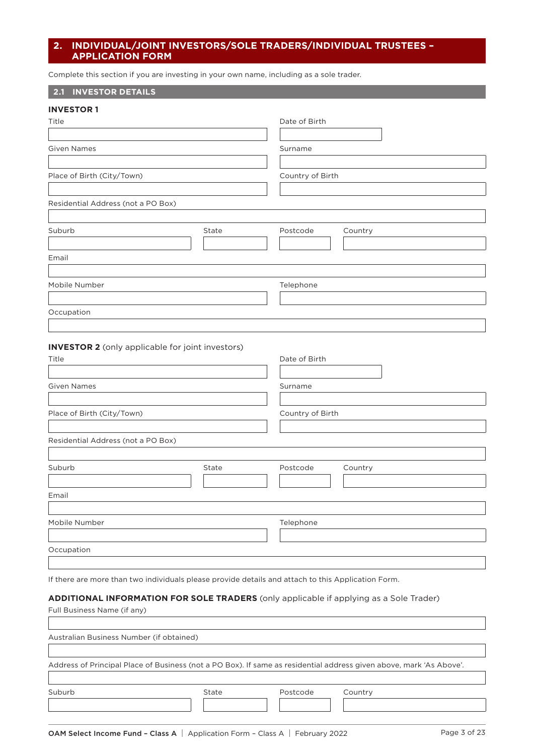## 2. INDIVIDUAL/JOINT INVESTORS/SOLE TRADERS/INDIVIDUAL TRUSTEES – APPLICATION FORM

Complete this section if you are investing in your own name, including as a sole trader.

### 2.1 INVESTOR DETAILS

**INVESTOR 1**

Title

Date of Birth

Given Names

Surname

Place of Birth (City/Town)

Country of Birth

Residential Address (not a PO Box)

Suburb

State

Postcode

Country

Email

Mobile Number

Telephone

Occupation

**INVESTOR 2** (only applicable for joint investors)

Title

Date of Birth

Given Names

Surname

Place of Birth (City/Town)

Country of Birth

Residential Address (not a PO Box)

Suburb

State

Postcode

Country

Email

Mobile Number

Telephone

Occupation

If there are more than two individuals please provide details and attach to this Application Form.

**ADDITIONAL INFORMATION FOR SOLE TRADERS** (only applicable if applying as a Sole Trader)

Full Business Name (if any)

Australian Business Number (if obtained)

Address of Principal Place of Business (not a PO Box). If same as residential address given above, mark 'As Above'.

Suburb

State

Postcode

Country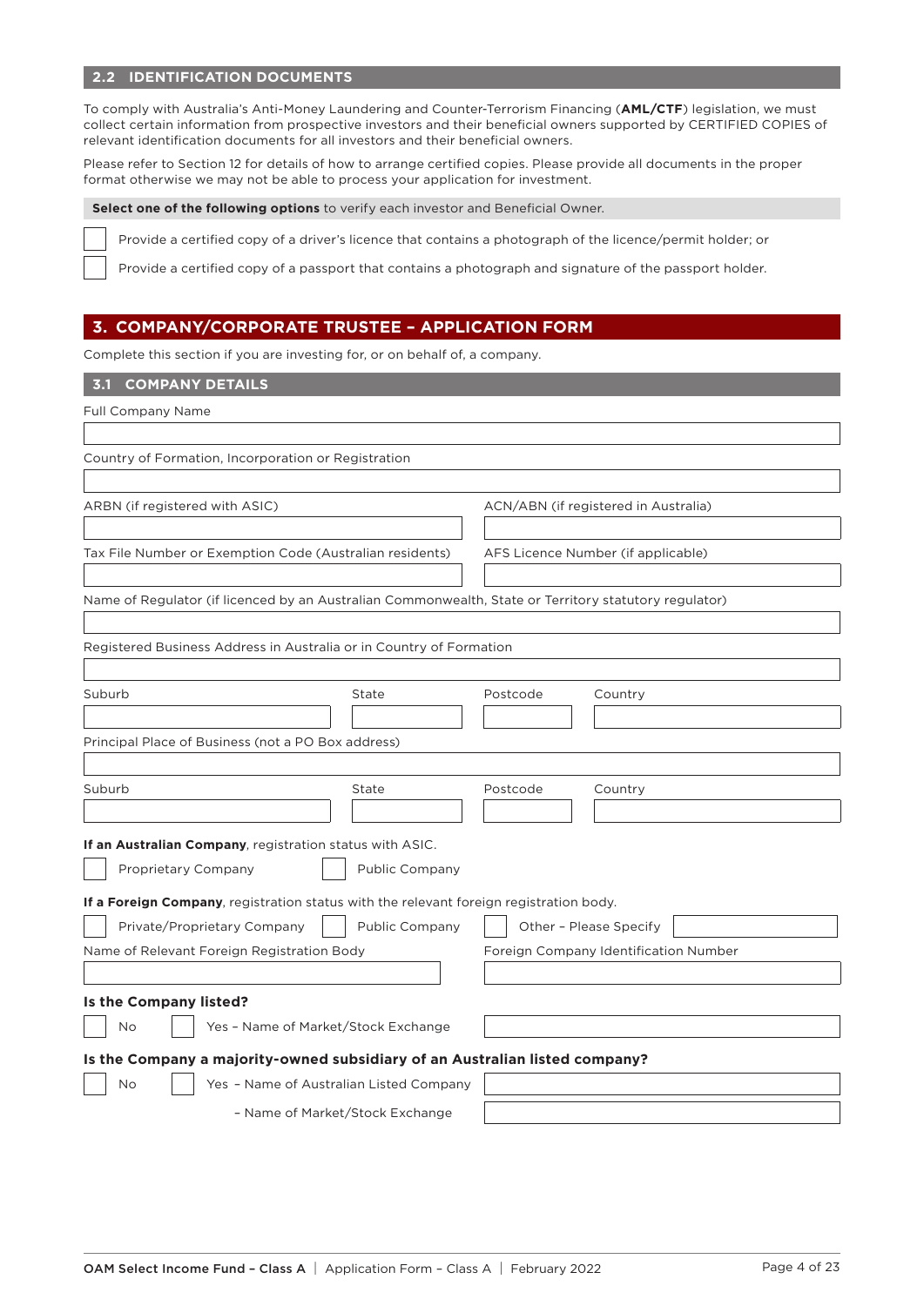### 2.2 IDENTIFICATION DOCUMENTS

To comply with Australia's Anti-Money Laundering and Counter-Terrorism Financing (**AML/CTF**) legislation, we must collect certain information from prospective investors and their beneficial owners supported by CERTIFIED COPIES of relevant identification documents for all investors and their beneficial owners.

Please refer to Section 12 for details of how to arrange certified copies. Please provide all documents in the proper format otherwise we may not be able to process your application for investment.

**Select one of the following options** to verify each investor and Beneficial Owner.

☐ Provide a certified copy of a driver's licence that contains a photograph of the licence/permit holder; or

☐ Provide a certified copy of a passport that contains a photograph and signature of the passport holder.

## 3. COMPANY/CORPORATE TRUSTEE – APPLICATION FORM

Complete this section if you are investing for, or on behalf of, a company.

### 3.1 COMPANY DETAILS

Full Company Name

\_\_\_\_\_\_\_\_\_\_\_\_\_\_\_\_\_\_\_\_

Country of Formation, Incorporation or Registration

\_\_\_\_\_\_\_\_\_\_\_\_\_\_\_\_\_\_\_\_

ARBN (if registered with ASIC)

\_\_\_\_\_\_\_\_\_\_\_\_\_\_\_\_\_\_\_\_

ACN/ABN (if registered in Australia)

\_\_\_\_\_\_\_\_\_\_\_\_\_\_\_\_\_\_\_\_

Tax File Number or Exemption Code (Australian residents)

\_\_\_\_\_\_\_\_\_\_\_\_\_\_\_\_\_\_\_\_

AFS Licence Number (if applicable)

\_\_\_\_\_\_\_\_\_\_\_\_\_\_\_\_\_\_\_\_

Name of Regulator (if licenced by an Australian Commonwealth, State or Territory statutory regulator)

\_\_\_\_\_\_\_\_\_\_\_\_\_\_\_\_\_\_\_\_

Registered Business Address in Australia or in Country of Formation

\_\_\_\_\_\_\_\_\_\_\_\_\_\_\_\_\_\_\_\_

| Suburb | State | Postcode | Country |
|---|---|---|---|
| | | | |

Principal Place of Business (not a PO Box address)

\_\_\_\_\_\_\_\_\_\_\_\_\_\_\_\_\_\_\_\_

| Suburb | State | Postcode | Country |
|---|---|---|---|
| | | | |

**If an Australian Company**, registration status with ASIC.

☐ Proprietary Company ☐ Public Company

**If a Foreign Company**, registration status with the relevant foreign registration body.

☐ Private/Proprietary Company ☐ Public Company ☐ Other – Please Specify \_\_\_\_\_\_\_\_\_\_

Name of Relevant Foreign Registration Body

\_\_\_\_\_\_\_\_\_\_\_\_\_\_\_\_\_\_\_\_

Foreign Company Identification Number

\_\_\_\_\_\_\_\_\_\_\_\_\_\_\_\_\_\_\_\_

**Is the Company listed?**

☐ No ☐ Yes – Name of Market/Stock Exchange \_\_\_\_\_\_\_\_\_\_

**Is the Company a majority-owned subsidiary of an Australian listed company?**

☐ No ☐ Yes – Name of Australian Listed Company \_\_\_\_\_\_\_\_\_\_

– Name of Market/Stock Exchange \_\_\_\_\_\_\_\_\_\_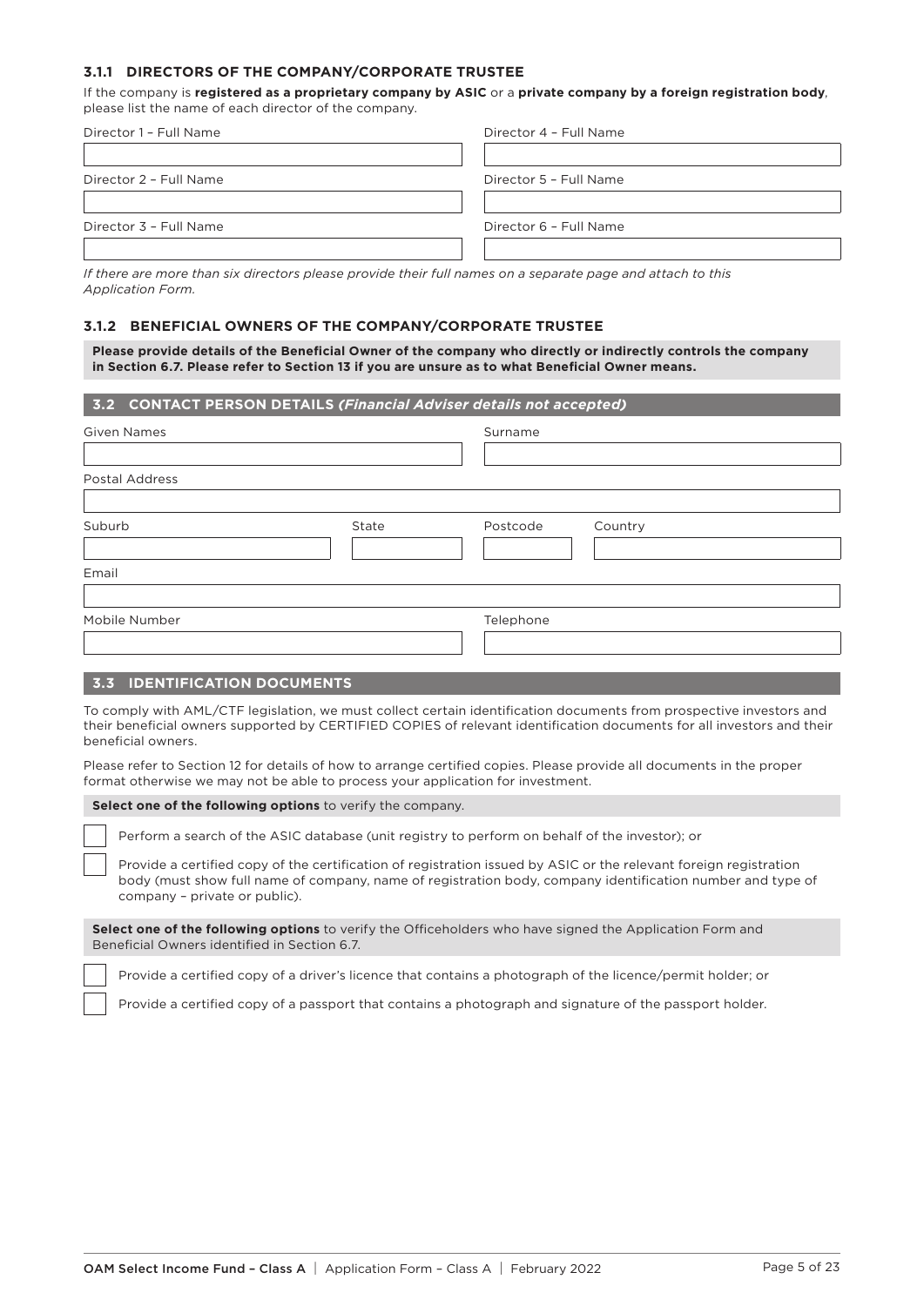### 3.1.1 DIRECTORS OF THE COMPANY/CORPORATE TRUSTEE

If the company is **registered as a proprietary company by ASIC** or a **private company by a foreign registration body**, please list the name of each director of the company.

| Director 1 – Full Name | Director 4 – Full Name |
|---|---|
| | |
| **Director 2 – Full Name** | **Director 5 – Full Name** |
| | |
| **Director 3 – Full Name** | **Director 6 – Full Name** |
| | |

*If there are more than six directors please provide their full names on a separate page and attach to this Application Form.*

### 3.1.2 BENEFICIAL OWNERS OF THE COMPANY/CORPORATE TRUSTEE

**Please provide details of the Beneficial Owner of the company who directly or indirectly controls the company in Section 6.7. Please refer to Section 13 if you are unsure as to what Beneficial Owner means.**

## 3.2 CONTACT PERSON DETAILS *(Financial Adviser details not accepted)*

Given Names

Surname

Postal Address

Suburb

State

Postcode

Country

Email

Mobile Number

Telephone

## 3.3 IDENTIFICATION DOCUMENTS

To comply with AML/CTF legislation, we must collect certain identification documents from prospective investors and their beneficial owners supported by CERTIFIED COPIES of relevant identification documents for all investors and their beneficial owners.

Please refer to Section 12 for details of how to arrange certified copies. Please provide all documents in the proper format otherwise we may not be able to process your application for investment.

**Select one of the following options** to verify the company.

- ☐ Perform a search of the ASIC database (unit registry to perform on behalf of the investor); or
- ☐ Provide a certified copy of the certification of registration issued by ASIC or the relevant foreign registration body (must show full name of company, name of registration body, company identification number and type of company – private or public).

**Select one of the following options** to verify the Officeholders who have signed the Application Form and Beneficial Owners identified in Section 6.7.

- ☐ Provide a certified copy of a driver's licence that contains a photograph of the licence/permit holder; or
- ☐ Provide a certified copy of a passport that contains a photograph and signature of the passport holder.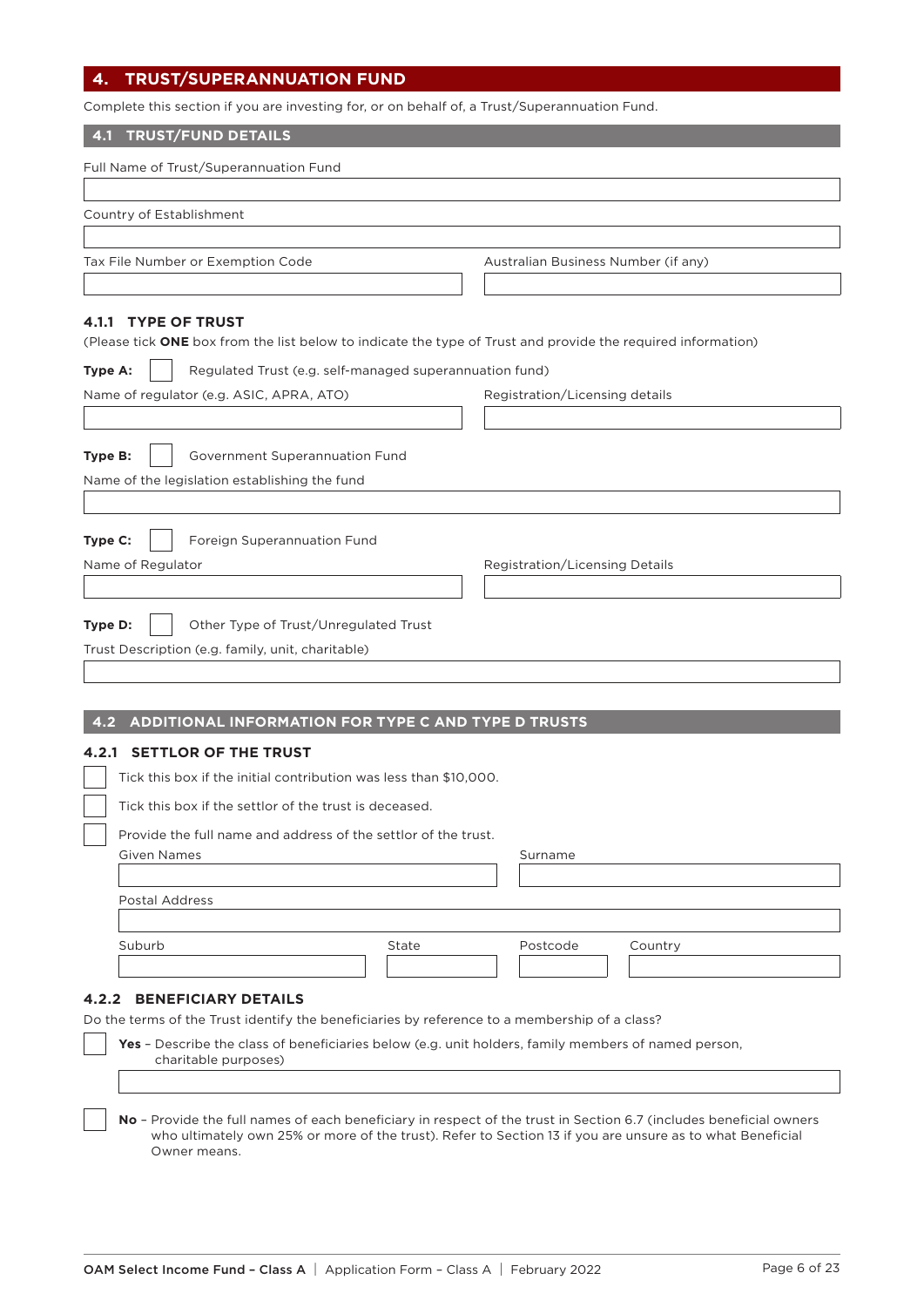## 4. TRUST/SUPERANNUATION FUND

Complete this section if you are investing for, or on behalf of, a Trust/Superannuation Fund.

### 4.1 TRUST/FUND DETAILS

Full Name of Trust/Superannuation Fund

Country of Establishment

Tax File Number or Exemption Code

Australian Business Number (if any)

#### 4.1.1 TYPE OF TRUST

(Please tick **ONE** box from the list below to indicate the type of Trust and provide the required information)

**Type A:** ☐ Regulated Trust (e.g. self-managed superannuation fund)

Name of regulator (e.g. ASIC, APRA, ATO)

Registration/Licensing details

**Type B:** ☐ Government Superannuation Fund

Name of the legislation establishing the fund

**Type C:** ☐ Foreign Superannuation Fund

Name of Regulator

Registration/Licensing Details

**Type D:** ☐ Other Type of Trust/Unregulated Trust

Trust Description (e.g. family, unit, charitable)

### 4.2 ADDITIONAL INFORMATION FOR TYPE C AND TYPE D TRUSTS

#### 4.2.1 SETTLOR OF THE TRUST

☐ Tick this box if the initial contribution was less than $10,000.

☐ Tick this box if the settlor of the trust is deceased.

☐ Provide the full name and address of the settlor of the trust.

Given Names

Surname

Postal Address

Suburb

State

Postcode

Country

#### 4.2.2 BENEFICIARY DETAILS

Do the terms of the Trust identify the beneficiaries by reference to a membership of a class?

☐ **Yes** – Describe the class of beneficiaries below (e.g. unit holders, family members of named person, charitable purposes)

☐ **No** – Provide the full names of each beneficiary in respect of the trust in Section 6.7 (includes beneficial owners who ultimately own 25% or more of the trust). Refer to Section 13 if you are unsure as to what Beneficial Owner means.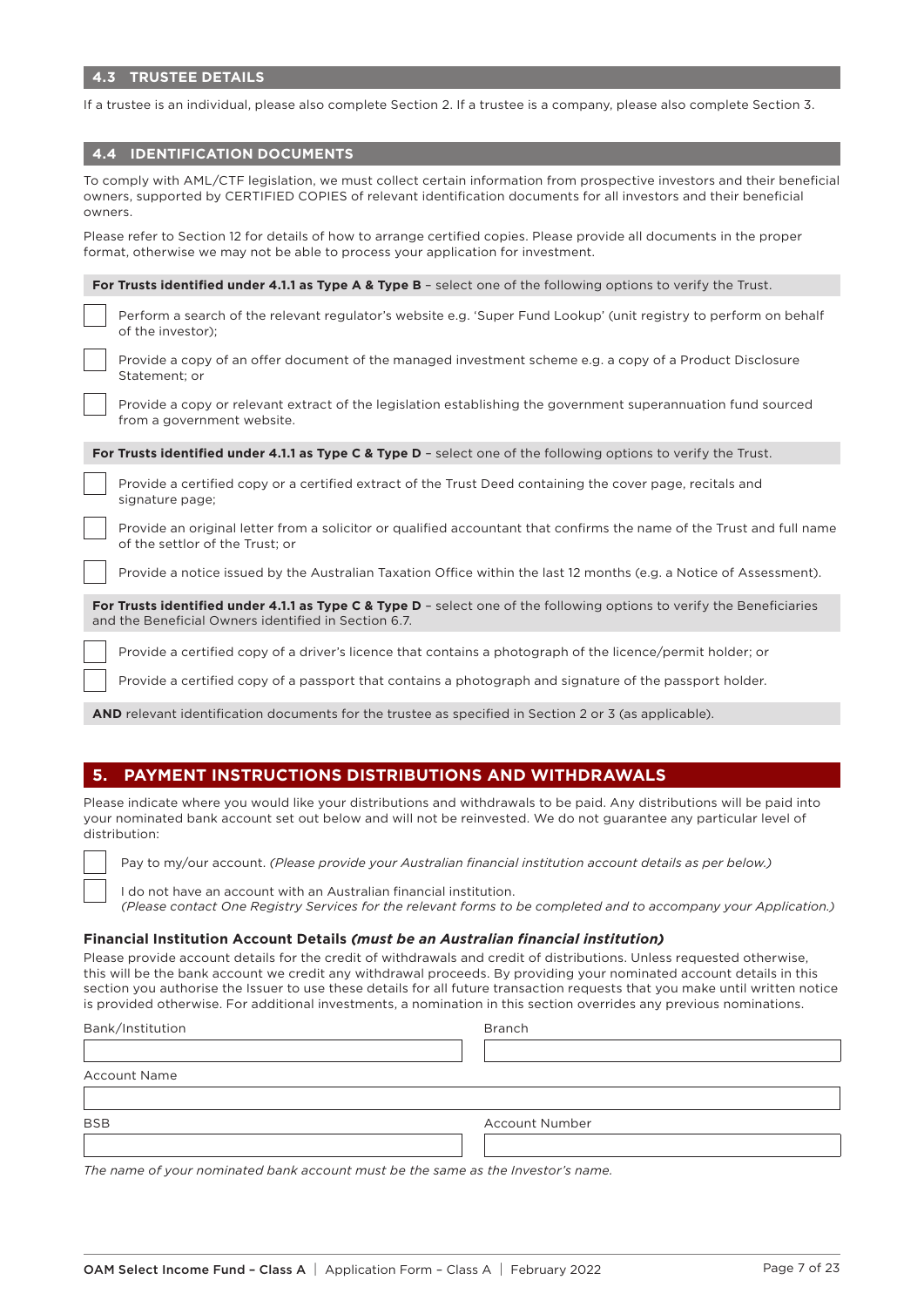## 4.3 TRUSTEE DETAILS

If a trustee is an individual, please also complete Section 2. If a trustee is a company, please also complete Section 3.

## 4.4 IDENTIFICATION DOCUMENTS

To comply with AML/CTF legislation, we must collect certain information from prospective investors and their beneficial owners, supported by CERTIFIED COPIES of relevant identification documents for all investors and their beneficial owners.

Please refer to Section 12 for details of how to arrange certified copies. Please provide all documents in the proper format, otherwise we may not be able to process your application for investment.

**For Trusts identified under 4.1.1 as Type A & Type B** – select one of the following options to verify the Trust.

- ☐ Perform a search of the relevant regulator's website e.g. 'Super Fund Lookup' (unit registry to perform on behalf of the investor);
- ☐ Provide a copy of an offer document of the managed investment scheme e.g. a copy of a Product Disclosure Statement; or
- ☐ Provide a copy or relevant extract of the legislation establishing the government superannuation fund sourced from a government website.

**For Trusts identified under 4.1.1 as Type C & Type D** – select one of the following options to verify the Trust.

- ☐ Provide a certified copy or a certified extract of the Trust Deed containing the cover page, recitals and signature page;
- ☐ Provide an original letter from a solicitor or qualified accountant that confirms the name of the Trust and full name of the settlor of the Trust; or
- ☐ Provide a notice issued by the Australian Taxation Office within the last 12 months (e.g. a Notice of Assessment).

**For Trusts identified under 4.1.1 as Type C & Type D** – select one of the following options to verify the Beneficiaries and the Beneficial Owners identified in Section 6.7.

- ☐ Provide a certified copy of a driver's licence that contains a photograph of the licence/permit holder; or
- ☐ Provide a certified copy of a passport that contains a photograph and signature of the passport holder.

**AND** relevant identification documents for the trustee as specified in Section 2 or 3 (as applicable).

# 5. PAYMENT INSTRUCTIONS DISTRIBUTIONS AND WITHDRAWALS

Please indicate where you would like your distributions and withdrawals to be paid. Any distributions will be paid into your nominated bank account set out below and will not be reinvested. We do not guarantee any particular level of distribution:

- ☐ Pay to my/our account. *(Please provide your Australian financial institution account details as per below.)*
- ☐ I do not have an account with an Australian financial institution. *(Please contact One Registry Services for the relevant forms to be completed and to accompany your Application.)*

### Financial Institution Account Details *(must be an Australian financial institution)*

Please provide account details for the credit of withdrawals and credit of distributions. Unless requested otherwise, this will be the bank account we credit any withdrawal proceeds. By providing your nominated account details in this section you authorise the Issuer to use these details for all future transaction requests that you make until written notice is provided otherwise. For additional investments, a nomination in this section overrides any previous nominations.

Bank/Institution: ____________________ Branch: ____________________

Account Name: ____________________

BSB: ____________________ Account Number: ____________________

*The name of your nominated bank account must be the same as the Investor's name.*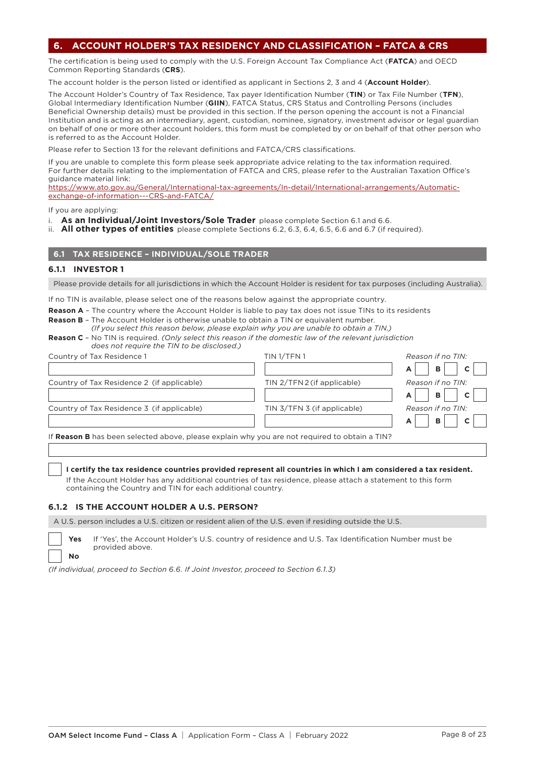## 6. ACCOUNT HOLDER'S TAX RESIDENCY AND CLASSIFICATION – FATCA & CRS

The certification is being used to comply with the U.S. Foreign Account Tax Compliance Act (**FATCA**) and OECD Common Reporting Standards (**CRS**).

The account holder is the person listed or identified as applicant in Sections 2, 3 and 4 (**Account Holder**).

The Account Holder's Country of Tax Residence, Tax payer Identification Number (**TIN**) or Tax File Number (**TFN**), Global Intermediary Identification Number (**GIIN**), FATCA Status, CRS Status and Controlling Persons (includes Beneficial Ownership details) must be provided in this section. If the person opening the account is not a Financial Institution and is acting as an intermediary, agent, custodian, nominee, signatory, investment advisor or legal guardian on behalf of one or more other account holders, this form must be completed by or on behalf of that other person who is referred to as the Account Holder.

Please refer to Section 13 for the relevant definitions and FATCA/CRS classifications.

If you are unable to complete this form please seek appropriate advice relating to the tax information required. For further details relating to the implementation of FATCA and CRS, please refer to the Australian Taxation Office's guidance material link:
https://www.ato.gov.au/General/International-tax-agreements/In-detail/International-arrangements/Automatic-exchange-of-information---CRS-and-FATCA/

If you are applying:

i. **As an Individual/Joint Investors/Sole Trader** please complete Section 6.1 and 6.6.
ii. **All other types of entities** please complete Sections 6.2, 6.3, 6.4, 6.5, 6.6 and 6.7 (if required).

### 6.1 TAX RESIDENCE – INDIVIDUAL/SOLE TRADER

#### 6.1.1 INVESTOR 1

Please provide details for all jurisdictions in which the Account Holder is resident for tax purposes (including Australia).

If no TIN is available, please select one of the reasons below against the appropriate country.

**Reason A** – The country where the Account Holder is liable to pay tax does not issue TINs to its residents

**Reason B** – The Account Holder is otherwise unable to obtain a TIN or equivalent number.
*(If you select this reason below, please explain why you are unable to obtain a TIN.)*

**Reason C** – No TIN is required. *(Only select this reason if the domestic law of the relevant jurisdiction does not require the TIN to be disclosed.)*

| Country of Tax Residence | TIN/TFN | Reason if no TIN: |
|---|---|---|
| Country of Tax Residence 1 | TIN 1/TFN 1 | A ☐ B ☐ C ☐ |
| Country of Tax Residence 2 (if applicable) | TIN 2/TFN 2 (if applicable) | A ☐ B ☐ C ☐ |
| Country of Tax Residence 3 (if applicable) | TIN 3/TFN 3 (if applicable) | A ☐ B ☐ C ☐ |

If **Reason B** has been selected above, please explain why you are not required to obtain a TIN?

☐ **I certify the tax residence countries provided represent all countries in which I am considered a tax resident.**
If the Account Holder has any additional countries of tax residence, please attach a statement to this form containing the Country and TIN for each additional country.

#### 6.1.2 IS THE ACCOUNT HOLDER A U.S. PERSON?

A U.S. person includes a U.S. citizen or resident alien of the U.S. even if residing outside the U.S.

☐ **Yes** If 'Yes', the Account Holder's U.S. country of residence and U.S. Tax Identification Number must be provided above.

☐ **No**

*(If individual, proceed to Section 6.6. If Joint Investor, proceed to Section 6.1.3)*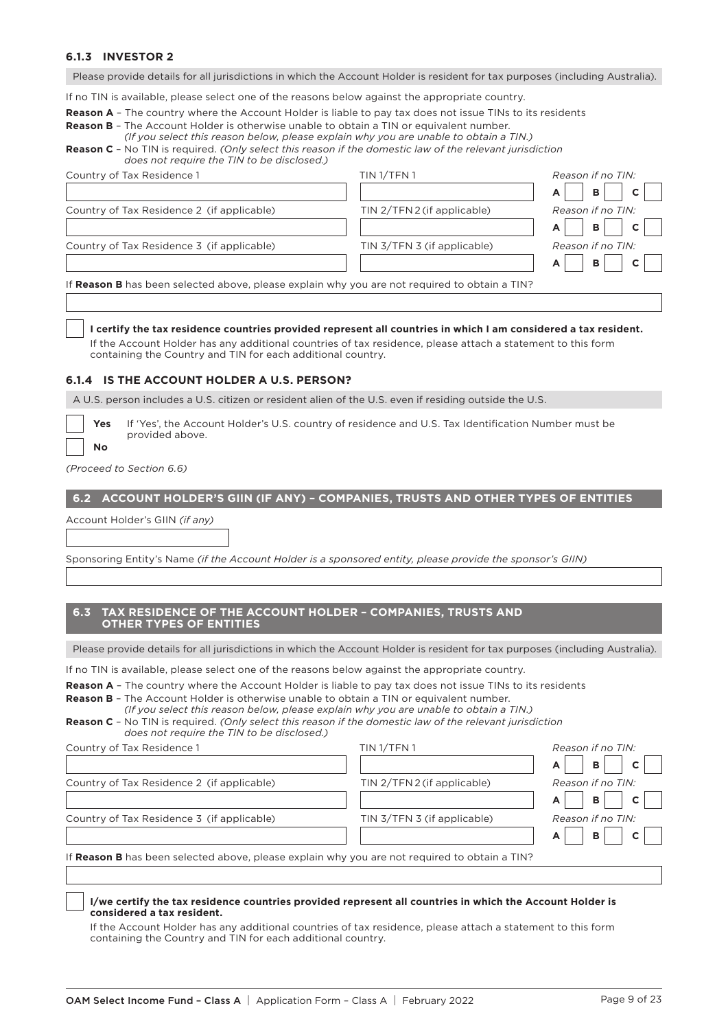### 6.1.3 INVESTOR 2

Please provide details for all jurisdictions in which the Account Holder is resident for tax purposes (including Australia).

If no TIN is available, please select one of the reasons below against the appropriate country.

**Reason A** – The country where the Account Holder is liable to pay tax does not issue TINs to its residents

**Reason B** – The Account Holder is otherwise unable to obtain a TIN or equivalent number. *(If you select this reason below, please explain why you are unable to obtain a TIN.)*

**Reason C** – No TIN is required. *(Only select this reason if the domestic law of the relevant jurisdiction does not require the TIN to be disclosed.)*

| Country of Tax Residence | TIN/TFN | *Reason if no TIN:* |
|---|---|---|
| Country of Tax Residence 1 | TIN 1/TFN 1 | A ☐ B ☐ C ☐ |
| Country of Tax Residence 2 (if applicable) | TIN 2/TFN 2 (if applicable) | A ☐ B ☐ C ☐ |
| Country of Tax Residence 3 (if applicable) | TIN 3/TFN 3 (if applicable) | A ☐ B ☐ C ☐ |

If **Reason B** has been selected above, please explain why you are not required to obtain a TIN?

☐ **I certify the tax residence countries provided represent all countries in which I am considered a tax resident.**

If the Account Holder has any additional countries of tax residence, please attach a statement to this form containing the Country and TIN for each additional country.

### 6.1.4 IS THE ACCOUNT HOLDER A U.S. PERSON?

A U.S. person includes a U.S. citizen or resident alien of the U.S. even if residing outside the U.S.

☐ **Yes** If 'Yes', the Account Holder's U.S. country of residence and U.S. Tax Identification Number must be provided above.

☐ **No**

*(Proceed to Section 6.6)*

## 6.2 ACCOUNT HOLDER'S GIIN (IF ANY) – COMPANIES, TRUSTS AND OTHER TYPES OF ENTITIES

Account Holder's GIIN *(if any)*

Sponsoring Entity's Name *(if the Account Holder is a sponsored entity, please provide the sponsor's GIIN)*

## 6.3 TAX RESIDENCE OF THE ACCOUNT HOLDER – COMPANIES, TRUSTS AND OTHER TYPES OF ENTITIES

Please provide details for all jurisdictions in which the Account Holder is resident for tax purposes (including Australia).

If no TIN is available, please select one of the reasons below against the appropriate country.

**Reason A** – The country where the Account Holder is liable to pay tax does not issue TINs to its residents

**Reason B** – The Account Holder is otherwise unable to obtain a TIN or equivalent number. *(If you select this reason below, please explain why you are unable to obtain a TIN.)*

**Reason C** – No TIN is required. *(Only select this reason if the domestic law of the relevant jurisdiction does not require the TIN to be disclosed.)*

| Country of Tax Residence | TIN/TFN | *Reason if no TIN:* |
|---|---|---|
| Country of Tax Residence 1 | TIN 1/TFN 1 | A ☐ B ☐ C ☐ |
| Country of Tax Residence 2 (if applicable) | TIN 2/TFN 2 (if applicable) | A ☐ B ☐ C ☐ |
| Country of Tax Residence 3 (if applicable) | TIN 3/TFN 3 (if applicable) | A ☐ B ☐ C ☐ |

If **Reason B** has been selected above, please explain why you are not required to obtain a TIN?

☐ **I/we certify the tax residence countries provided represent all countries in which the Account Holder is considered a tax resident.**

If the Account Holder has any additional countries of tax residence, please attach a statement to this form containing the Country and TIN for each additional country.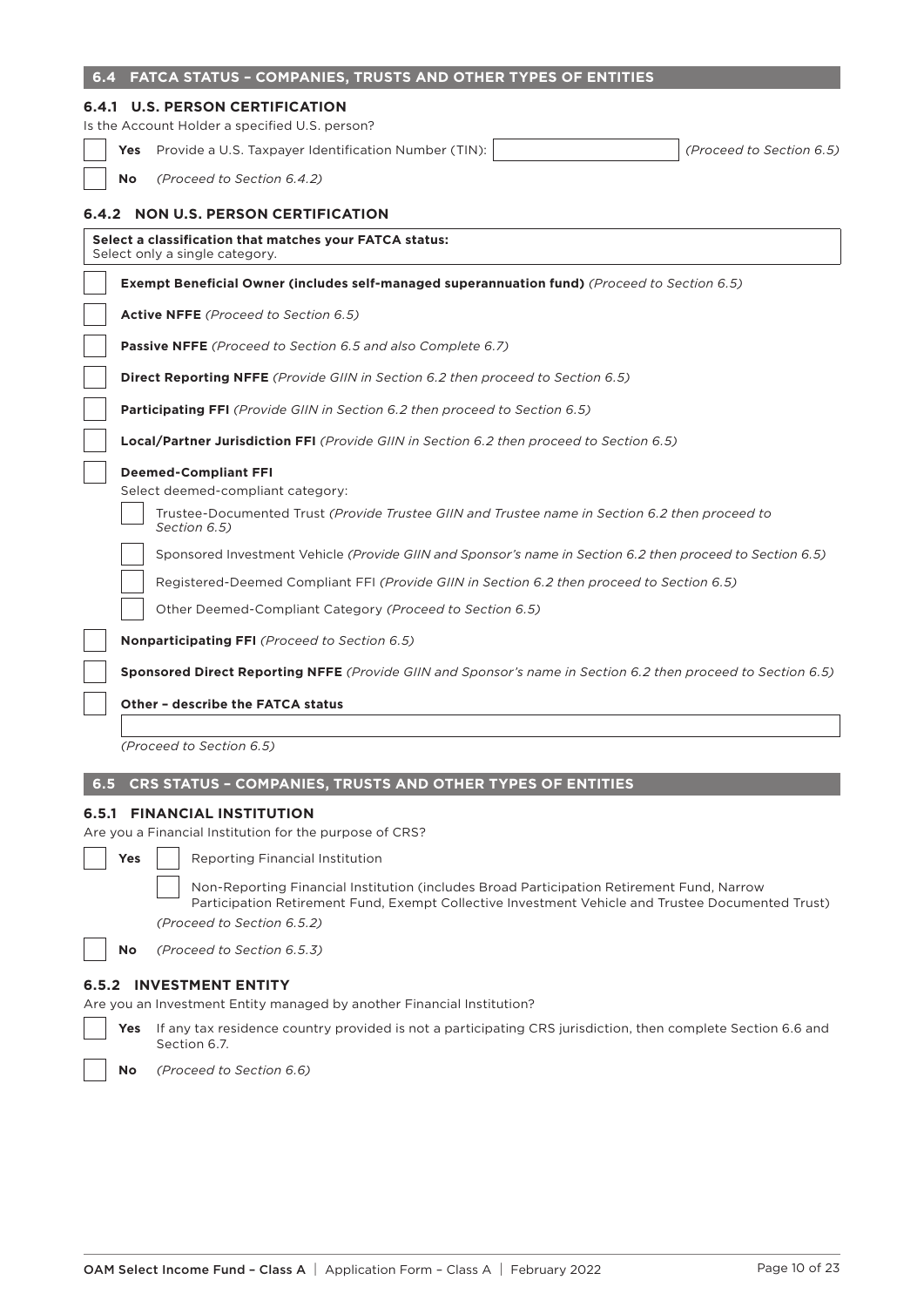## 6.4 FATCA STATUS – COMPANIES, TRUSTS AND OTHER TYPES OF ENTITIES

### 6.4.1 U.S. PERSON CERTIFICATION

Is the Account Holder a specified U.S. person?

- [ ] **Yes** Provide a U.S. Taxpayer Identification Number (TIN): ____________ *(Proceed to Section 6.5)*
- [ ] **No** *(Proceed to Section 6.4.2)*

### 6.4.2 NON U.S. PERSON CERTIFICATION

**Select a classification that matches your FATCA status:**
Select only a single category.

- [ ] **Exempt Beneficial Owner (includes self-managed superannuation fund)** *(Proceed to Section 6.5)*
- [ ] **Active NFFE** *(Proceed to Section 6.5)*
- [ ] **Passive NFFE** *(Proceed to Section 6.5 and also Complete 6.7)*
- [ ] **Direct Reporting NFFE** *(Provide GIIN in Section 6.2 then proceed to Section 6.5)*
- [ ] **Participating FFI** *(Provide GIIN in Section 6.2 then proceed to Section 6.5)*
- [ ] **Local/Partner Jurisdiction FFI** *(Provide GIIN in Section 6.2 then proceed to Section 6.5)*
- [ ] **Deemed-Compliant FFI**
  Select deemed-compliant category:
  - [ ] Trustee-Documented Trust *(Provide Trustee GIIN and Trustee name in Section 6.2 then proceed to Section 6.5)*
  - [ ] Sponsored Investment Vehicle *(Provide GIIN and Sponsor's name in Section 6.2 then proceed to Section 6.5)*
  - [ ] Registered-Deemed Compliant FFI *(Provide GIIN in Section 6.2 then proceed to Section 6.5)*
  - [ ] Other Deemed-Compliant Category *(Proceed to Section 6.5)*
- [ ] **Nonparticipating FFI** *(Proceed to Section 6.5)*
- [ ] **Sponsored Direct Reporting NFFE** *(Provide GIIN and Sponsor's name in Section 6.2 then proceed to Section 6.5)*
- [ ] **Other – describe the FATCA status**
  ____________
  *(Proceed to Section 6.5)*

## 6.5 CRS STATUS – COMPANIES, TRUSTS AND OTHER TYPES OF ENTITIES

### 6.5.1 FINANCIAL INSTITUTION

Are you a Financial Institution for the purpose of CRS?

- [ ] **Yes**
  - [ ] Reporting Financial Institution
  - [ ] Non-Reporting Financial Institution (includes Broad Participation Retirement Fund, Narrow Participation Retirement Fund, Exempt Collective Investment Vehicle and Trustee Documented Trust)

  *(Proceed to Section 6.5.2)*
- [ ] **No** *(Proceed to Section 6.5.3)*

### 6.5.2 INVESTMENT ENTITY

Are you an Investment Entity managed by another Financial Institution?

- [ ] **Yes** If any tax residence country provided is not a participating CRS jurisdiction, then complete Section 6.6 and Section 6.7.
- [ ] **No** *(Proceed to Section 6.6)*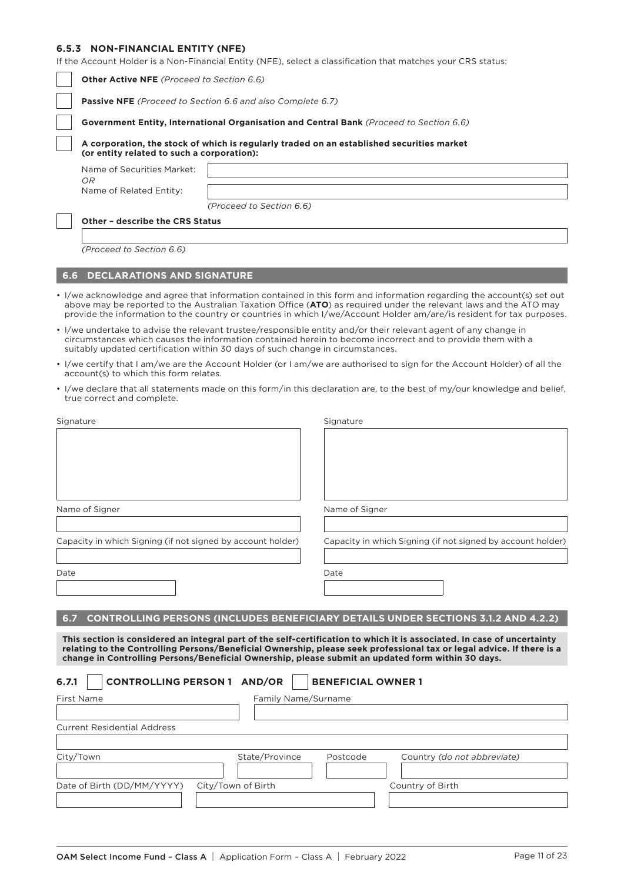### 6.5.3 NON-FINANCIAL ENTITY (NFE)

If the Account Holder is a Non-Financial Entity (NFE), select a classification that matches your CRS status:

- ☐ **Other Active NFE** *(Proceed to Section 6.6)*
- ☐ **Passive NFE** *(Proceed to Section 6.6 and also Complete 6.7)*
- ☐ **Government Entity, International Organisation and Central Bank** *(Proceed to Section 6.6)*
- ☐ **A corporation, the stock of which is regularly traded on an established securities market (or entity related to such a corporation):**

  Name of Securities Market: \_\_\_\_\_\_\_\_\_\_

  *OR*

  Name of Related Entity: \_\_\_\_\_\_\_\_\_\_

  *(Proceed to Section 6.6)*

- ☐ **Other – describe the CRS Status**

  \_\_\_\_\_\_\_\_\_\_

  *(Proceed to Section 6.6)*

## 6.6 DECLARATIONS AND SIGNATURE

- I/we acknowledge and agree that information contained in this form and information regarding the account(s) set out above may be reported to the Australian Taxation Office (**ATO**) as required under the relevant laws and the ATO may provide the information to the country or countries in which I/we/Account Holder am/are/is resident for tax purposes.
- I/we undertake to advise the relevant trustee/responsible entity and/or their relevant agent of any change in circumstances which causes the information contained herein to become incorrect and to provide them with a suitably updated certification within 30 days of such change in circumstances.
- I/we certify that I am/we are the Account Holder (or I am/we are authorised to sign for the Account Holder) of all the account(s) to which this form relates.
- I/we declare that all statements made on this form/in this declaration are, to the best of my/our knowledge and belief, true correct and complete.

| Signature | Signature |
|---|---|
| | |
| Name of Signer | Name of Signer |
| | |
| Capacity in which Signing (if not signed by account holder) | Capacity in which Signing (if not signed by account holder) |
| | |
| Date | Date |
| | |

## 6.7 CONTROLLING PERSONS (INCLUDES BENEFICIARY DETAILS UNDER SECTIONS 3.1.2 AND 4.2.2)

**This section is considered an integral part of the self-certification to which it is associated. In case of uncertainty relating to the Controlling Persons/Beneficial Ownership, please seek professional tax or legal advice. If there is a change in Controlling Persons/Beneficial Ownership, please submit an updated form within 30 days.**

### 6.7.1 ☐ CONTROLLING PERSON 1 AND/OR ☐ BENEFICIAL OWNER 1

| First Name | Family Name/Surname | | |
|---|---|---|---|
| | | | |
| **Current Residential Address** | | | |
| | | | |
| **City/Town** | **State/Province** | **Postcode** | **Country** *(do not abbreviate)* |
| | | | |
| **Date of Birth (DD/MM/YYYY)** | **City/Town of Birth** | | **Country of Birth** |
| | | | |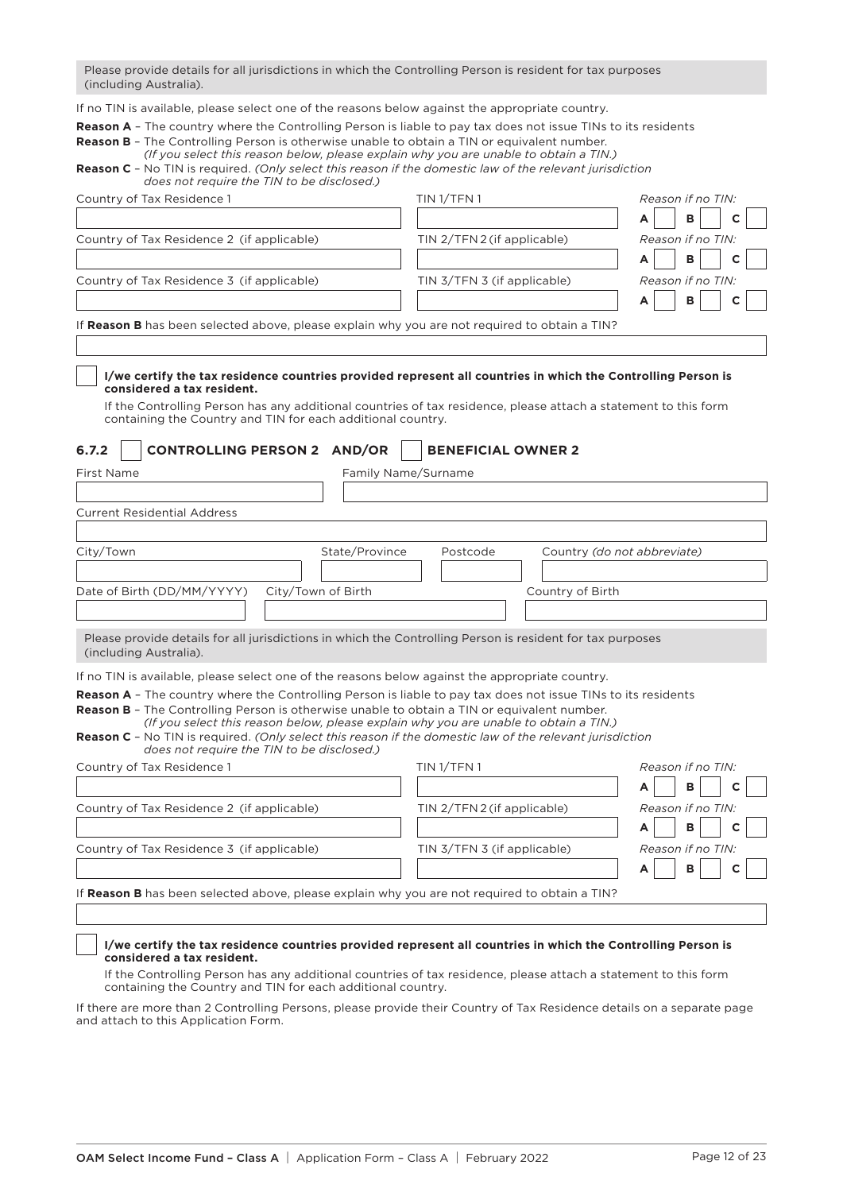Please provide details for all jurisdictions in which the Controlling Person is resident for tax purposes (including Australia).

If no TIN is available, please select one of the reasons below against the appropriate country.

**Reason A** – The country where the Controlling Person is liable to pay tax does not issue TINs to its residents

**Reason B** – The Controlling Person is otherwise unable to obtain a TIN or equivalent number. *(If you select this reason below, please explain why you are unable to obtain a TIN.)*

**Reason C** – No TIN is required. *(Only select this reason if the domestic law of the relevant jurisdiction does not require the TIN to be disclosed.)*

| Country of Tax Residence 1 | TIN 1/TFN 1 | *Reason if no TIN:* A ☐ B ☐ C ☐ |
|---|---|---|
| Country of Tax Residence 2 (if applicable) | TIN 2/TFN 2 (if applicable) | *Reason if no TIN:* A ☐ B ☐ C ☐ |
| Country of Tax Residence 3 (if applicable) | TIN 3/TFN 3 (if applicable) | *Reason if no TIN:* A ☐ B ☐ C ☐ |

If **Reason B** has been selected above, please explain why you are not required to obtain a TIN?

☐ **I/we certify the tax residence countries provided represent all countries in which the Controlling Person is considered a tax resident.**

If the Controlling Person has any additional countries of tax residence, please attach a statement to this form containing the Country and TIN for each additional country.

### 6.7.2 ☐ CONTROLLING PERSON 2 AND/OR ☐ BENEFICIAL OWNER 2

| First Name | Family Name/Surname | | |
|---|---|---|---|
| Current Residential Address | | | |
| City/Town | State/Province | Postcode | Country *(do not abbreviate)* |
| Date of Birth (DD/MM/YYYY) | City/Town of Birth | Country of Birth | |

Please provide details for all jurisdictions in which the Controlling Person is resident for tax purposes (including Australia).

If no TIN is available, please select one of the reasons below against the appropriate country.

**Reason A** – The country where the Controlling Person is liable to pay tax does not issue TINs to its residents

**Reason B** – The Controlling Person is otherwise unable to obtain a TIN or equivalent number. *(If you select this reason below, please explain why you are unable to obtain a TIN.)*

**Reason C** – No TIN is required. *(Only select this reason if the domestic law of the relevant jurisdiction does not require the TIN to be disclosed.)*

| Country of Tax Residence 1 | TIN 1/TFN 1 | *Reason if no TIN:* A ☐ B ☐ C ☐ |
|---|---|---|
| Country of Tax Residence 2 (if applicable) | TIN 2/TFN 2 (if applicable) | *Reason if no TIN:* A ☐ B ☐ C ☐ |
| Country of Tax Residence 3 (if applicable) | TIN 3/TFN 3 (if applicable) | *Reason if no TIN:* A ☐ B ☐ C ☐ |

If **Reason B** has been selected above, please explain why you are not required to obtain a TIN?

☐ **I/we certify the tax residence countries provided represent all countries in which the Controlling Person is considered a tax resident.**

If the Controlling Person has any additional countries of tax residence, please attach a statement to this form containing the Country and TIN for each additional country.

If there are more than 2 Controlling Persons, please provide their Country of Tax Residence details on a separate page and attach to this Application Form.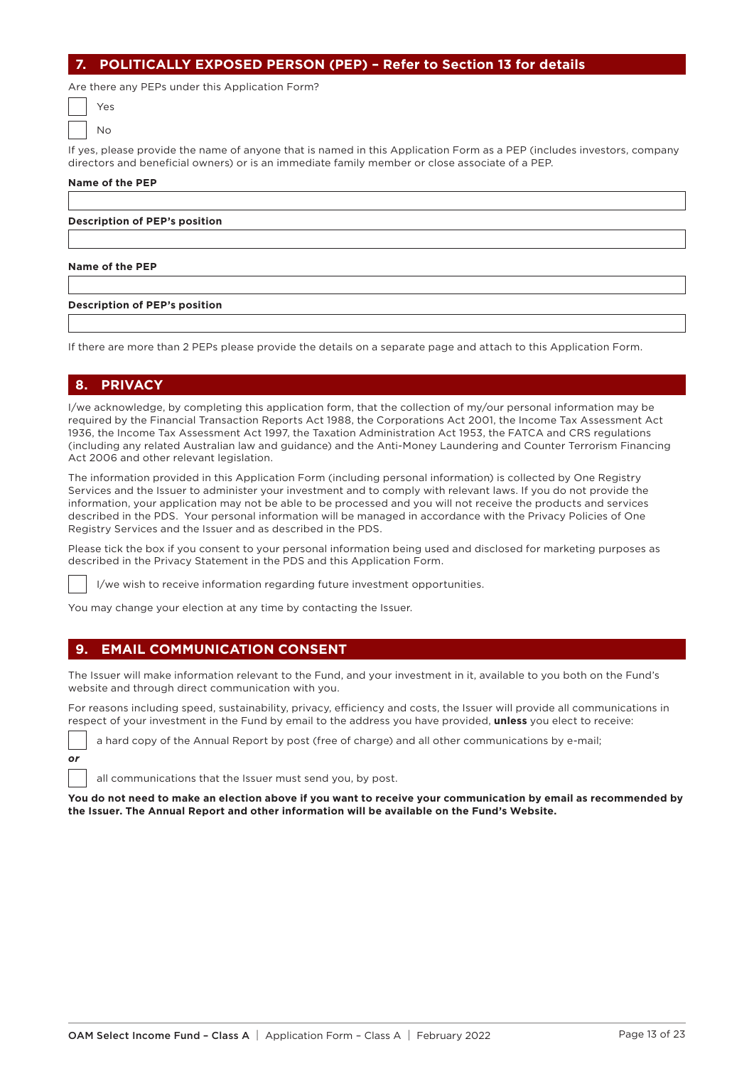## 7. POLITICALLY EXPOSED PERSON (PEP) – Refer to Section 13 for details

Are there any PEPs under this Application Form?

☐ Yes

☐ No

If yes, please provide the name of anyone that is named in this Application Form as a PEP (includes investors, company directors and beneficial owners) or is an immediate family member or close associate of a PEP.

**Name of the PEP**

**Description of PEP's position**

**Name of the PEP**

**Description of PEP's position**

If there are more than 2 PEPs please provide the details on a separate page and attach to this Application Form.

## 8. PRIVACY

I/we acknowledge, by completing this application form, that the collection of my/our personal information may be required by the Financial Transaction Reports Act 1988, the Corporations Act 2001, the Income Tax Assessment Act 1936, the Income Tax Assessment Act 1997, the Taxation Administration Act 1953, the FATCA and CRS regulations (including any related Australian law and guidance) and the Anti-Money Laundering and Counter Terrorism Financing Act 2006 and other relevant legislation.

The information provided in this Application Form (including personal information) is collected by One Registry Services and the Issuer to administer your investment and to comply with relevant laws. If you do not provide the information, your application may not be able to be processed and you will not receive the products and services described in the PDS. Your personal information will be managed in accordance with the Privacy Policies of One Registry Services and the Issuer and as described in the PDS.

Please tick the box if you consent to your personal information being used and disclosed for marketing purposes as described in the Privacy Statement in the PDS and this Application Form.

☐ I/we wish to receive information regarding future investment opportunities.

You may change your election at any time by contacting the Issuer.

## 9. EMAIL COMMUNICATION CONSENT

The Issuer will make information relevant to the Fund, and your investment in it, available to you both on the Fund's website and through direct communication with you.

For reasons including speed, sustainability, privacy, efficiency and costs, the Issuer will provide all communications in respect of your investment in the Fund by email to the address you have provided, **unless** you elect to receive:

☐ a hard copy of the Annual Report by post (free of charge) and all other communications by e-mail;

***or***

☐ all communications that the Issuer must send you, by post.

**You do not need to make an election above if you want to receive your communication by email as recommended by the Issuer. The Annual Report and other information will be available on the Fund's Website.**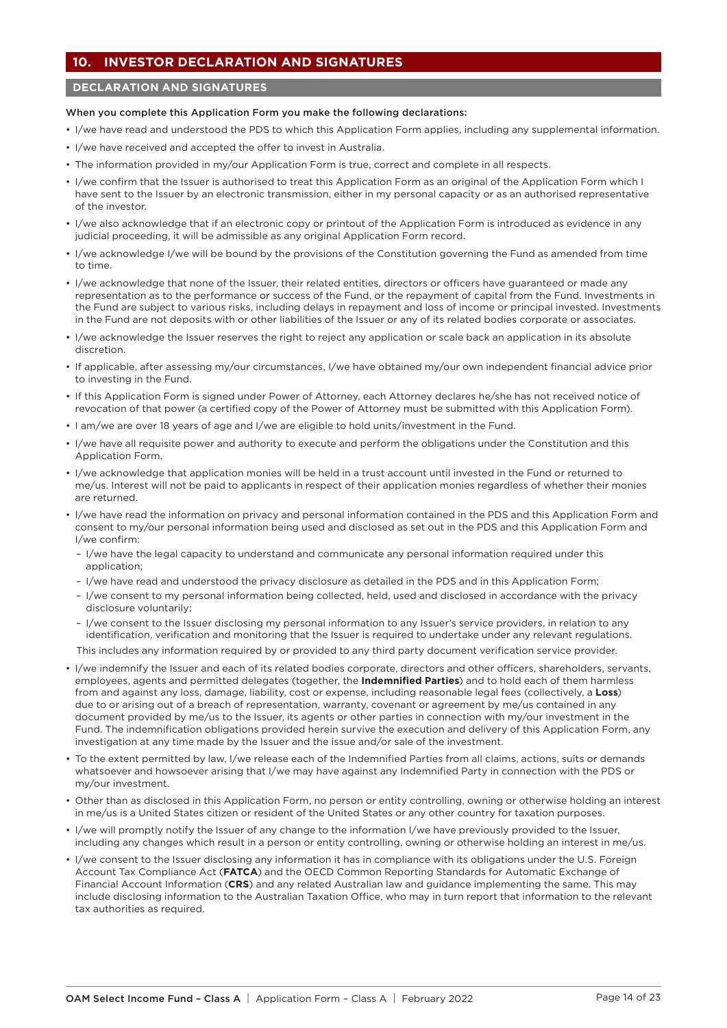## 10. INVESTOR DECLARATION AND SIGNATURES

### DECLARATION AND SIGNATURES

When you complete this Application Form you make the following declarations:

- I/we have read and understood the PDS to which this Application Form applies, including any supplemental information.
- I/we have received and accepted the offer to invest in Australia.
- The information provided in my/our Application Form is true, correct and complete in all respects.
- I/we confirm that the Issuer is authorised to treat this Application Form as an original of the Application Form which I have sent to the Issuer by an electronic transmission, either in my personal capacity or as an authorised representative of the investor.
- I/we also acknowledge that if an electronic copy or printout of the Application Form is introduced as evidence in any judicial proceeding, it will be admissible as any original Application Form record.
- I/we acknowledge I/we will be bound by the provisions of the Constitution governing the Fund as amended from time to time.
- I/we acknowledge that none of the Issuer, their related entities, directors or officers have guaranteed or made any representation as to the performance or success of the Fund, or the repayment of capital from the Fund. Investments in the Fund are subject to various risks, including delays in repayment and loss of income or principal invested. Investments in the Fund are not deposits with or other liabilities of the Issuer or any of its related bodies corporate or associates.
- I/we acknowledge the Issuer reserves the right to reject any application or scale back an application in its absolute discretion.
- If applicable, after assessing my/our circumstances, I/we have obtained my/our own independent financial advice prior to investing in the Fund.
- If this Application Form is signed under Power of Attorney, each Attorney declares he/she has not received notice of revocation of that power (a certified copy of the Power of Attorney must be submitted with this Application Form).
- I am/we are over 18 years of age and I/we are eligible to hold units/investment in the Fund.
- I/we have all requisite power and authority to execute and perform the obligations under the Constitution and this Application Form.
- I/we acknowledge that application monies will be held in a trust account until invested in the Fund or returned to me/us. Interest will not be paid to applicants in respect of their application monies regardless of whether their monies are returned.
- I/we have read the information on privacy and personal information contained in the PDS and this Application Form and consent to my/our personal information being used and disclosed as set out in the PDS and this Application Form and I/we confirm:
  - I/we have the legal capacity to understand and communicate any personal information required under this application;
  - I/we have read and understood the privacy disclosure as detailed in the PDS and in this Application Form;
  - I/we consent to my personal information being collected, held, used and disclosed in accordance with the privacy disclosure voluntarily;
  - I/we consent to the Issuer disclosing my personal information to any Issuer's service providers, in relation to any identification, verification and monitoring that the Issuer is required to undertake under any relevant regulations.

  This includes any information required by or provided to any third party document verification service provider.
- I/we indemnify the Issuer and each of its related bodies corporate, directors and other officers, shareholders, servants, employees, agents and permitted delegates (together, the **Indemnified Parties**) and to hold each of them harmless from and against any loss, damage, liability, cost or expense, including reasonable legal fees (collectively, a **Loss**) due to or arising out of a breach of representation, warranty, covenant or agreement by me/us contained in any document provided by me/us to the Issuer, its agents or other parties in connection with my/our investment in the Fund. The indemnification obligations provided herein survive the execution and delivery of this Application Form, any investigation at any time made by the Issuer and the issue and/or sale of the investment.
- To the extent permitted by law, I/we release each of the Indemnified Parties from all claims, actions, suits or demands whatsoever and howsoever arising that I/we may have against any Indemnified Party in connection with the PDS or my/our investment.
- Other than as disclosed in this Application Form, no person or entity controlling, owning or otherwise holding an interest in me/us is a United States citizen or resident of the United States or any other country for taxation purposes.
- I/we will promptly notify the Issuer of any change to the information I/we have previously provided to the Issuer, including any changes which result in a person or entity controlling, owning or otherwise holding an interest in me/us.
- I/we consent to the Issuer disclosing any information it has in compliance with its obligations under the U.S. Foreign Account Tax Compliance Act (**FATCA**) and the OECD Common Reporting Standards for Automatic Exchange of Financial Account Information (**CRS**) and any related Australian law and guidance implementing the same. This may include disclosing information to the Australian Taxation Office, who may in turn report that information to the relevant tax authorities as required.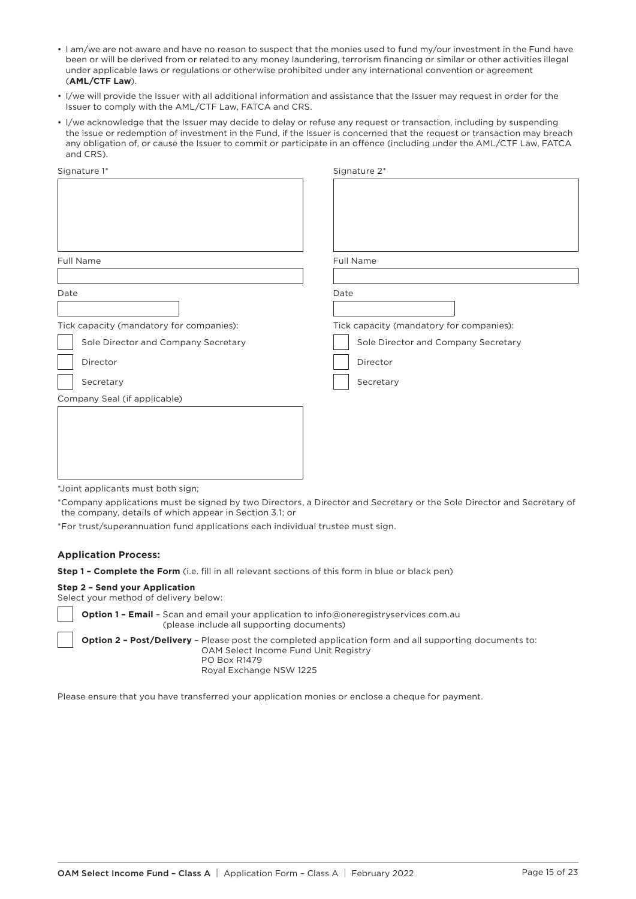- I am/we are not aware and have no reason to suspect that the monies used to fund my/our investment in the Fund have been or will be derived from or related to any money laundering, terrorism financing or similar or other activities illegal under applicable laws or regulations or otherwise prohibited under any international convention or agreement (**AML/CTF Law**).
- I/we will provide the Issuer with all additional information and assistance that the Issuer may request in order for the Issuer to comply with the AML/CTF Law, FATCA and CRS.
- I/we acknowledge that the Issuer may decide to delay or refuse any request or transaction, including by suspending the issue or redemption of investment in the Fund, if the Issuer is concerned that the request or transaction may breach any obligation of, or cause the Issuer to commit or participate in an offence (including under the AML/CTF Law, FATCA and CRS).

| Signature 1* | Signature 2* |
| --- | --- |
| | |
| Full Name | Full Name |
| | |
| Date | Date |
| | |
| Tick capacity (mandatory for companies): | Tick capacity (mandatory for companies): |
| ☐ Sole Director and Company Secretary | ☐ Sole Director and Company Secretary |
| ☐ Director | ☐ Director |
| ☐ Secretary | ☐ Secretary |
| Company Seal (if applicable) | |
| | |

*Joint applicants must both sign;

*Company applications must be signed by two Directors, a Director and Secretary or the Sole Director and Secretary of the company, details of which appear in Section 3.1; or

*For trust/superannuation fund applications each individual trustee must sign.

### Application Process:

**Step 1 – Complete the Form** (i.e. fill in all relevant sections of this form in blue or black pen)

**Step 2 – Send your Application**
Select your method of delivery below:

☐ **Option 1 – Email** – Scan and email your application to info@oneregistryservices.com.au (please include all supporting documents)

☐ **Option 2 – Post/Delivery** – Please post the completed application form and all supporting documents to:
OAM Select Income Fund Unit Registry
PO Box R1479
Royal Exchange NSW 1225

Please ensure that you have transferred your application monies or enclose a cheque for payment.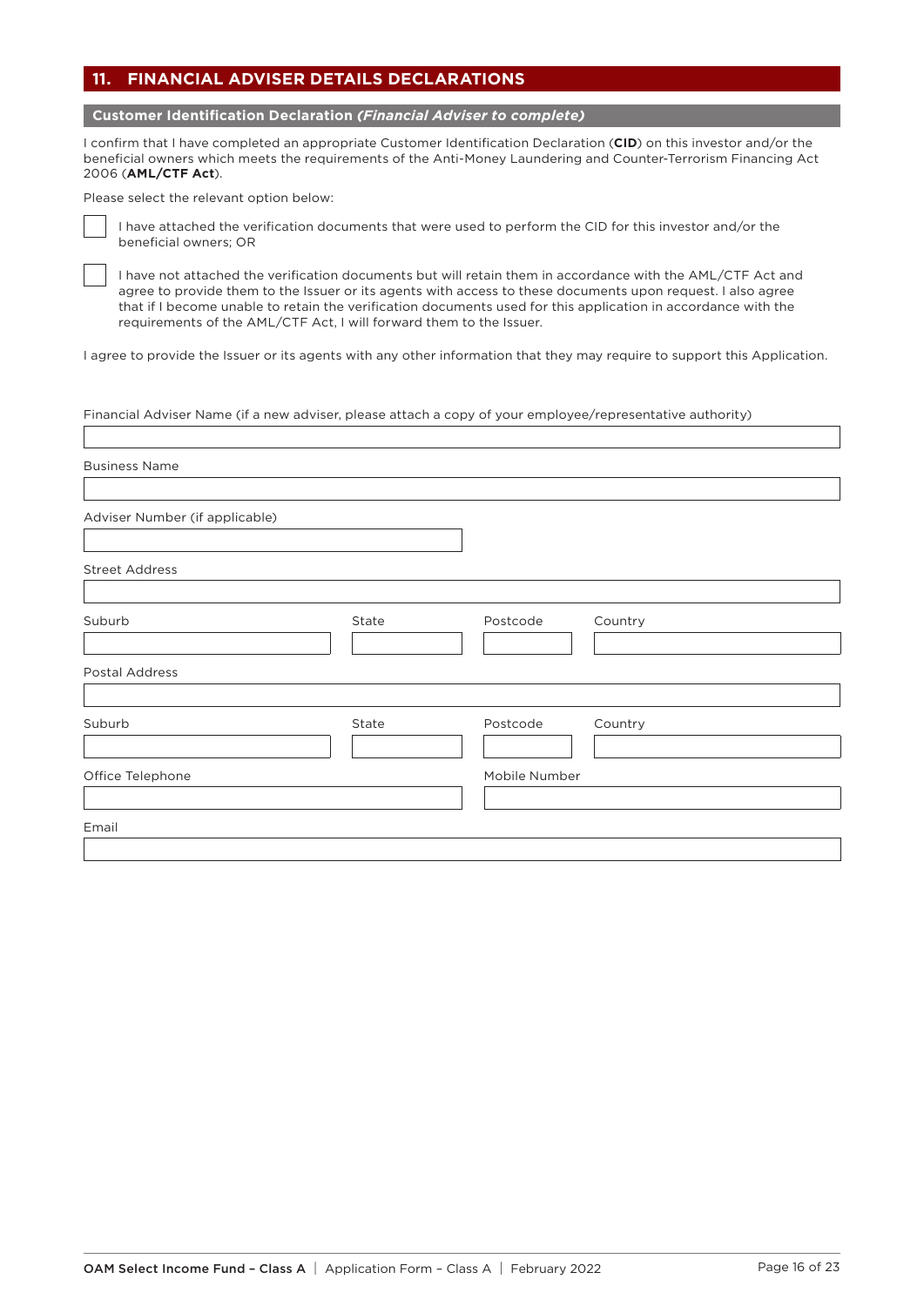## 11. FINANCIAL ADVISER DETAILS DECLARATIONS

### Customer Identification Declaration *(Financial Adviser to complete)*

I confirm that I have completed an appropriate Customer Identification Declaration (**CID**) on this investor and/or the beneficial owners which meets the requirements of the Anti-Money Laundering and Counter-Terrorism Financing Act 2006 (**AML/CTF Act**).

Please select the relevant option below:

☐ I have attached the verification documents that were used to perform the CID for this investor and/or the beneficial owners; OR

☐ I have not attached the verification documents but will retain them in accordance with the AML/CTF Act and agree to provide them to the Issuer or its agents with access to these documents upon request. I also agree that if I become unable to retain the verification documents used for this application in accordance with the requirements of the AML/CTF Act, I will forward them to the Issuer.

I agree to provide the Issuer or its agents with any other information that they may require to support this Application.

Financial Adviser Name (if a new adviser, please attach a copy of your employee/representative authority)

\_\_\_\_\_\_\_\_\_\_\_\_\_\_\_\_\_\_\_\_\_\_\_\_\_\_\_\_\_\_\_\_

Business Name

\_\_\_\_\_\_\_\_\_\_\_\_\_\_\_\_\_\_\_\_\_\_\_\_\_\_\_\_\_\_\_\_

Adviser Number (if applicable)

\_\_\_\_\_\_\_\_\_\_\_\_\_\_\_\_\_\_\_\_\_\_\_\_\_\_\_\_\_\_\_\_

Street Address

\_\_\_\_\_\_\_\_\_\_\_\_\_\_\_\_\_\_\_\_\_\_\_\_\_\_\_\_\_\_\_\_

| Suburb | State | Postcode | Country |
|---|---|---|---|
| | | | |

Postal Address

\_\_\_\_\_\_\_\_\_\_\_\_\_\_\_\_\_\_\_\_\_\_\_\_\_\_\_\_\_\_\_\_

| Suburb | State | Postcode | Country |
|---|---|---|---|
| | | | |

| Office Telephone | Mobile Number |
|---|---|
| | |

Email

\_\_\_\_\_\_\_\_\_\_\_\_\_\_\_\_\_\_\_\_\_\_\_\_\_\_\_\_\_\_\_\_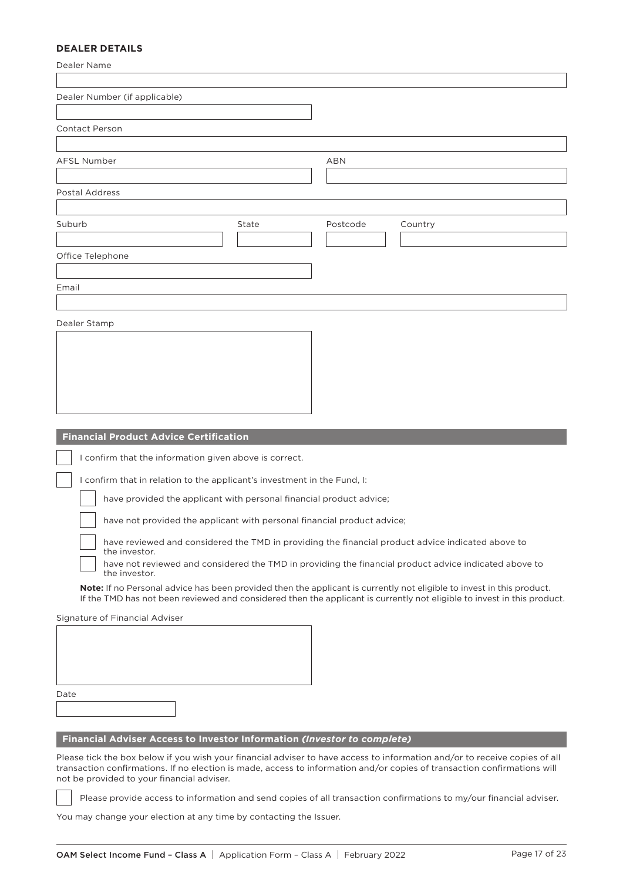**DEALER DETAILS**

Dealer Name

Dealer Number (if applicable)

Contact Person

AFSL Number

ABN

Postal Address

Suburb

State

Postcode

Country

Office Telephone

Email

Dealer Stamp

## Financial Product Advice Certification

- [ ] I confirm that the information given above is correct.
- [ ] I confirm that in relation to the applicant's investment in the Fund, I:
  - [ ] have provided the applicant with personal financial product advice;
  - [ ] have not provided the applicant with personal financial product advice;
  - [ ] have reviewed and considered the TMD in providing the financial product advice indicated above to the investor.
  - [ ] have not reviewed and considered the TMD in providing the financial product advice indicated above to the investor.

**Note:** If no Personal advice has been provided then the applicant is currently not eligible to invest in this product. If the TMD has not been reviewed and considered then the applicant is currently not eligible to invest in this product.

Signature of Financial Adviser

Date

## Financial Adviser Access to Investor Information *(Investor to complete)*

Please tick the box below if you wish your financial adviser to have access to information and/or to receive copies of all transaction confirmations. If no election is made, access to information and/or copies of transaction confirmations will not be provided to your financial adviser.

- [ ] Please provide access to information and send copies of all transaction confirmations to my/our financial adviser.

You may change your election at any time by contacting the Issuer.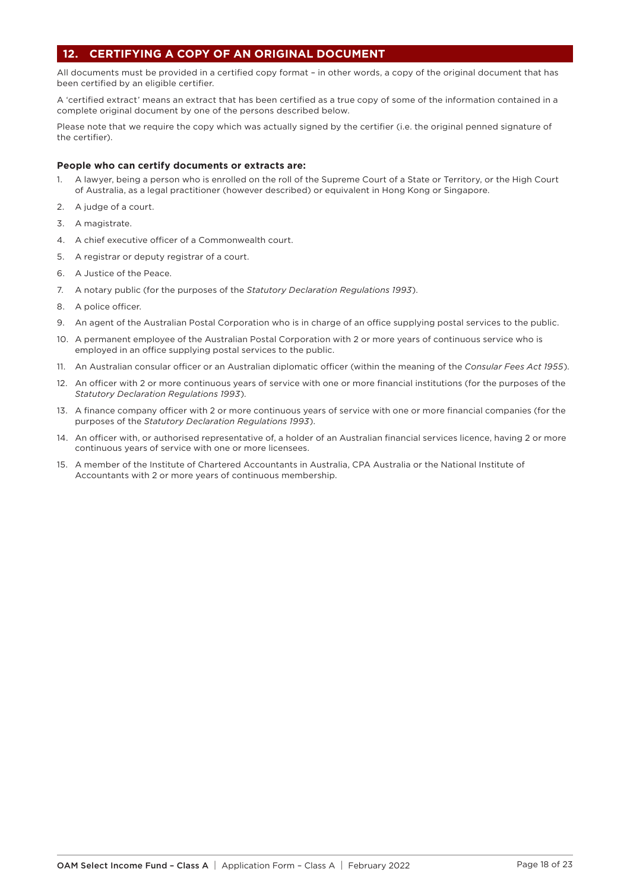## 12. CERTIFYING A COPY OF AN ORIGINAL DOCUMENT

All documents must be provided in a certified copy format – in other words, a copy of the original document that has been certified by an eligible certifier.

A 'certified extract' means an extract that has been certified as a true copy of some of the information contained in a complete original document by one of the persons described below.

Please note that we require the copy which was actually signed by the certifier (i.e. the original penned signature of the certifier).

**People who can certify documents or extracts are:**

1. A lawyer, being a person who is enrolled on the roll of the Supreme Court of a State or Territory, or the High Court of Australia, as a legal practitioner (however described) or equivalent in Hong Kong or Singapore.
2. A judge of a court.
3. A magistrate.
4. A chief executive officer of a Commonwealth court.
5. A registrar or deputy registrar of a court.
6. A Justice of the Peace.
7. A notary public (for the purposes of the *Statutory Declaration Regulations 1993*).
8. A police officer.
9. An agent of the Australian Postal Corporation who is in charge of an office supplying postal services to the public.
10. A permanent employee of the Australian Postal Corporation with 2 or more years of continuous service who is employed in an office supplying postal services to the public.
11. An Australian consular officer or an Australian diplomatic officer (within the meaning of the *Consular Fees Act 1955*).
12. An officer with 2 or more continuous years of service with one or more financial institutions (for the purposes of the *Statutory Declaration Regulations 1993*).
13. A finance company officer with 2 or more continuous years of service with one or more financial companies (for the purposes of the *Statutory Declaration Regulations 1993*).
14. An officer with, or authorised representative of, a holder of an Australian financial services licence, having 2 or more continuous years of service with one or more licensees.
15. A member of the Institute of Chartered Accountants in Australia, CPA Australia or the National Institute of Accountants with 2 or more years of continuous membership.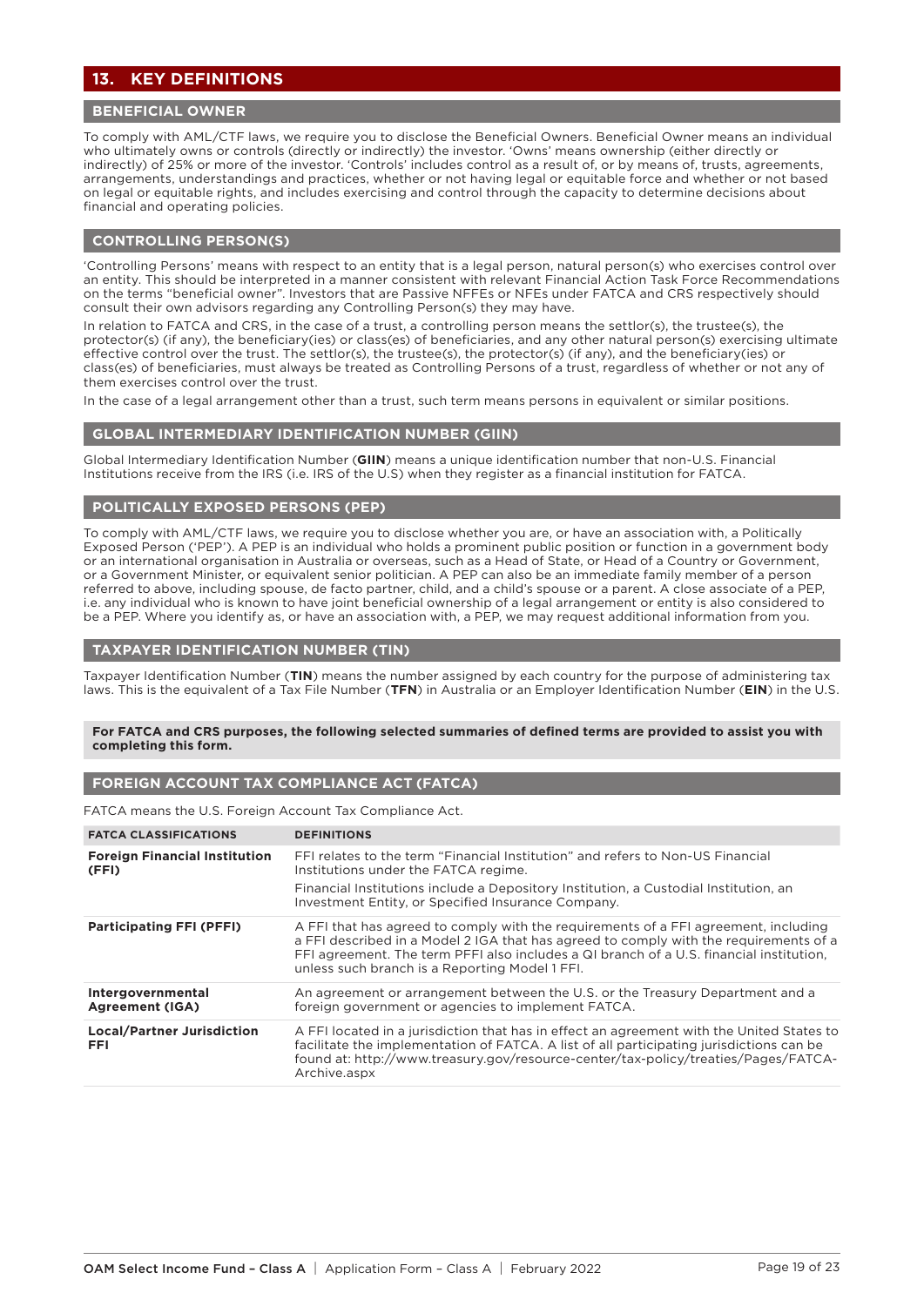## 13. KEY DEFINITIONS

### BENEFICIAL OWNER

To comply with AML/CTF laws, we require you to disclose the Beneficial Owners. Beneficial Owner means an individual who ultimately owns or controls (directly or indirectly) the investor. 'Owns' means ownership (either directly or indirectly) of 25% or more of the investor. 'Controls' includes control as a result of, or by means of, trusts, agreements, arrangements, understandings and practices, whether or not having legal or equitable force and whether or not based on legal or equitable rights, and includes exercising and control through the capacity to determine decisions about financial and operating policies.

### CONTROLLING PERSON(S)

'Controlling Persons' means with respect to an entity that is a legal person, natural person(s) who exercises control over an entity. This should be interpreted in a manner consistent with relevant Financial Action Task Force Recommendations on the terms "beneficial owner". Investors that are Passive NFFEs or NFEs under FATCA and CRS respectively should consult their own advisors regarding any Controlling Person(s) they may have.

In relation to FATCA and CRS, in the case of a trust, a controlling person means the settlor(s), the trustee(s), the protector(s) (if any), the beneficiary(ies) or class(es) of beneficiaries, and any other natural person(s) exercising ultimate effective control over the trust. The settlor(s), the trustee(s), the protector(s) (if any), and the beneficiary(ies) or class(es) of beneficiaries, must always be treated as Controlling Persons of a trust, regardless of whether or not any of them exercises control over the trust.

In the case of a legal arrangement other than a trust, such term means persons in equivalent or similar positions.

### GLOBAL INTERMEDIARY IDENTIFICATION NUMBER (GIIN)

Global Intermediary Identification Number (**GIIN**) means a unique identification number that non-U.S. Financial Institutions receive from the IRS (i.e. IRS of the U.S) when they register as a financial institution for FATCA.

### POLITICALLY EXPOSED PERSONS (PEP)

To comply with AML/CTF laws, we require you to disclose whether you are, or have an association with, a Politically Exposed Person ('PEP'). A PEP is an individual who holds a prominent public position or function in a government body or an international organisation in Australia or overseas, such as a Head of State, or Head of a Country or Government, or a Government Minister, or equivalent senior politician. A PEP can also be an immediate family member of a person referred to above, including spouse, de facto partner, child, and a child's spouse or a parent. A close associate of a PEP, i.e. any individual who is known to have joint beneficial ownership of a legal arrangement or entity is also considered to be a PEP. Where you identify as, or have an association with, a PEP, we may request additional information from you.

### TAXPAYER IDENTIFICATION NUMBER (TIN)

Taxpayer Identification Number (**TIN**) means the number assigned by each country for the purpose of administering tax laws. This is the equivalent of a Tax File Number (**TFN**) in Australia or an Employer Identification Number (**EIN**) in the U.S.

**For FATCA and CRS purposes, the following selected summaries of defined terms are provided to assist you with completing this form.**

### FOREIGN ACCOUNT TAX COMPLIANCE ACT (FATCA)

FATCA means the U.S. Foreign Account Tax Compliance Act.

| FATCA CLASSIFICATIONS | DEFINITIONS |
|---|---|
| **Foreign Financial Institution (FFI)** | FFI relates to the term "Financial Institution" and refers to Non-US Financial Institutions under the FATCA regime.<br>Financial Institutions include a Depository Institution, a Custodial Institution, an Investment Entity, or Specified Insurance Company. |
| **Participating FFI (PFFI)** | A FFI that has agreed to comply with the requirements of a FFI agreement, including a FFI described in a Model 2 IGA that has agreed to comply with the requirements of a FFI agreement. The term PFFI also includes a QI branch of a U.S. financial institution, unless such branch is a Reporting Model 1 FFI. |
| **Intergovernmental Agreement (IGA)** | An agreement or arrangement between the U.S. or the Treasury Department and a foreign government or agencies to implement FATCA. |
| **Local/Partner Jurisdiction FFI** | A FFI located in a jurisdiction that has in effect an agreement with the United States to facilitate the implementation of FATCA. A list of all participating jurisdictions can be found at: http://www.treasury.gov/resource-center/tax-policy/treaties/Pages/FATCA-Archive.aspx |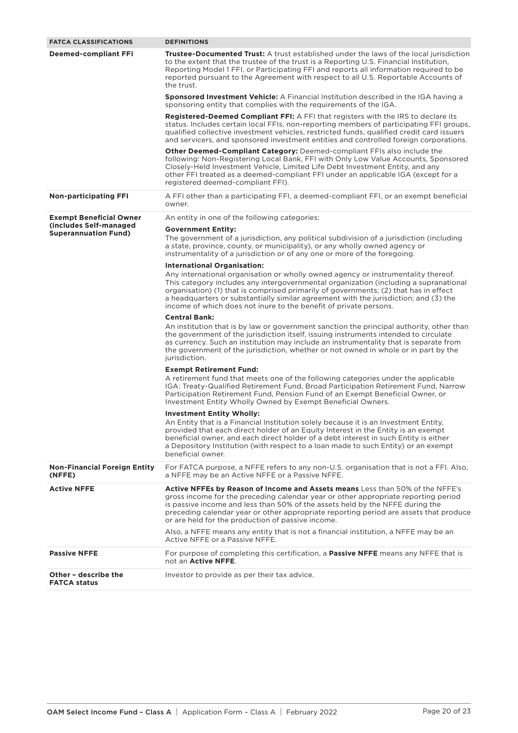| FATCA CLASSIFICATIONS | DEFINITIONS |
|---|---|
| **Deemed-compliant FFI** | **Trustee-Documented Trust:** A trust established under the laws of the local jurisdiction to the extent that the trustee of the trust is a Reporting U.S. Financial Institution, Reporting Model 1 FFI, or Participating FFI and reports all information required to be reported pursuant to the Agreement with respect to all U.S. Reportable Accounts of the trust.<br><br>**Sponsored Investment Vehicle:** A Financial Institution described in the IGA having a sponsoring entity that complies with the requirements of the IGA.<br><br>**Registered-Deemed Compliant FFI:** A FFI that registers with the IRS to declare its status. Includes certain local FFIs, non-reporting members of participating FFI groups, qualified collective investment vehicles, restricted funds, qualified credit card issuers and servicers, and sponsored investment entities and controlled foreign corporations.<br><br>**Other Deemed-Compliant Category:** Deemed-compliant FFIs also include the following: Non-Registering Local Bank, FFI with Only Low Value Accounts, Sponsored Closely-Held Investment Vehicle, Limited Life Debt Investment Entity, and any other FFI treated as a deemed-compliant FFI under an applicable IGA (except for a registered deemed-compliant FFI). |
| **Non-participating FFI** | A FFI other than a participating FFI, a deemed-compliant FFI, or an exempt beneficial owner. |
| **Exempt Beneficial Owner (includes Self-managed Superannuation Fund)** | An entity in one of the following categories:<br><br>**Government Entity:**<br>The government of a jurisdiction, any political subdivision of a jurisdiction (including a state, province, county, or municipality), or any wholly owned agency or instrumentality of a jurisdiction or of any one or more of the foregoing.<br><br>**International Organisation:**<br>Any international organisation or wholly owned agency or instrumentality thereof. This category includes any intergovernmental organization (including a supranational organisation) (1) that is comprised primarily of governments; (2) that has in effect a headquarters or substantially similar agreement with the jurisdiction; and (3) the income of which does not inure to the benefit of private persons.<br><br>**Central Bank:**<br>An institution that is by law or government sanction the principal authority, other than the government of the jurisdiction itself, issuing instruments intended to circulate as currency. Such an institution may include an instrumentality that is separate from the government of the jurisdiction, whether or not owned in whole or in part by the jurisdiction.<br><br>**Exempt Retirement Fund:**<br>A retirement fund that meets one of the following categories under the applicable IGA: Treaty-Qualified Retirement Fund, Broad Participation Retirement Fund, Narrow Participation Retirement Fund, Pension Fund of an Exempt Beneficial Owner, or Investment Entity Wholly Owned by Exempt Beneficial Owners.<br><br>**Investment Entity Wholly:**<br>An Entity that is a Financial Institution solely because it is an Investment Entity, provided that each direct holder of an Equity Interest in the Entity is an exempt beneficial owner, and each direct holder of a debt interest in such Entity is either a Depository Institution (with respect to a loan made to such Entity) or an exempt beneficial owner. |
| **Non-Financial Foreign Entity (NFFE)** | For FATCA purpose, a NFFE refers to any non-U.S. organisation that is not a FFI. Also, a NFFE may be an Active NFFE or a Passive NFFE. |
| **Active NFFE** | **Active NFFEs by Reason of Income and Assets means** Less than 50% of the NFFE's gross income for the preceding calendar year or other appropriate reporting period is passive income and less than 50% of the assets held by the NFFE during the preceding calendar year or other appropriate reporting period are assets that produce or are held for the production of passive income.<br><br>Also, a NFFE means any entity that is not a financial institution, a NFFE may be an Active NFFE or a Passive NFFE. |
| **Passive NFFE** | For purpose of completing this certification, a **Passive NFFE** means any NFFE that is not an **Active NFFE**. |
| **Other – describe the FATCA status** | Investor to provide as per their tax advice. |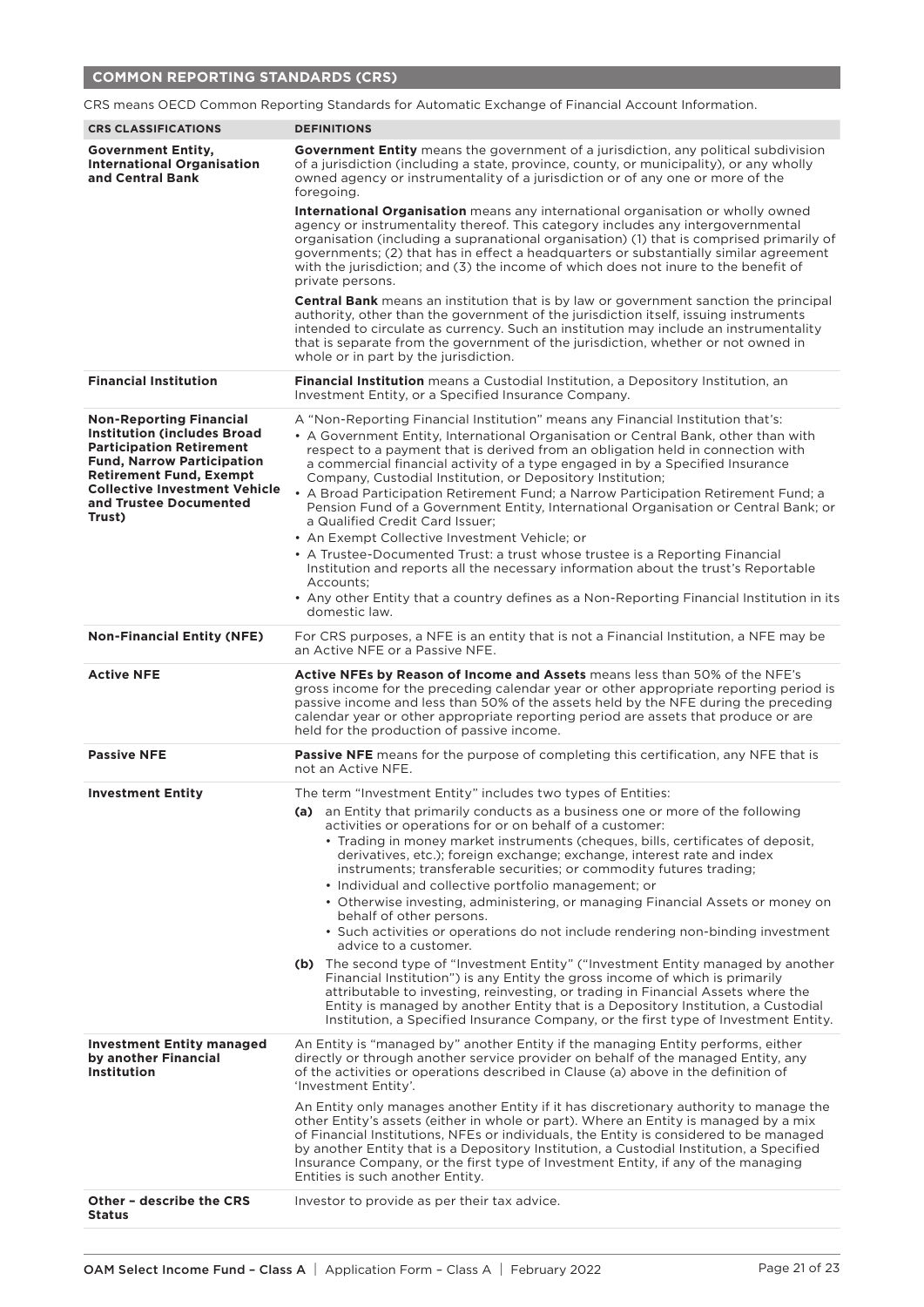## COMMON REPORTING STANDARDS (CRS)

CRS means OECD Common Reporting Standards for Automatic Exchange of Financial Account Information.

| CRS CLASSIFICATIONS | DEFINITIONS |
|---|---|
| **Government Entity, International Organisation and Central Bank** | **Government Entity** means the government of a jurisdiction, any political subdivision of a jurisdiction (including a state, province, county, or municipality), or any wholly owned agency or instrumentality of a jurisdiction or of any one or more of the foregoing.<br><br>**International Organisation** means any international organisation or wholly owned agency or instrumentality thereof. This category includes any intergovernmental organisation (including a supranational organisation) (1) that is comprised primarily of governments; (2) that has in effect a headquarters or substantially similar agreement with the jurisdiction; and (3) the income of which does not inure to the benefit of private persons.<br><br>**Central Bank** means an institution that is by law or government sanction the principal authority, other than the government of the jurisdiction itself, issuing instruments intended to circulate as currency. Such an institution may include an instrumentality that is separate from the government of the jurisdiction, whether or not owned in whole or in part by the jurisdiction. |
| **Financial Institution** | **Financial Institution** means a Custodial Institution, a Depository Institution, an Investment Entity, or a Specified Insurance Company. |
| **Non-Reporting Financial Institution (includes Broad Participation Retirement Fund, Narrow Participation Retirement Fund, Exempt Collective Investment Vehicle and Trustee Documented Trust)** | A "Non-Reporting Financial Institution" means any Financial Institution that's:<br>• A Government Entity, International Organisation or Central Bank, other than with respect to a payment that is derived from an obligation held in connection with a commercial financial activity of a type engaged in by a Specified Insurance Company, Custodial Institution, or Depository Institution;<br>• A Broad Participation Retirement Fund; a Narrow Participation Retirement Fund; a Pension Fund of a Government Entity, International Organisation or Central Bank; or a Qualified Credit Card Issuer;<br>• An Exempt Collective Investment Vehicle; or<br>• A Trustee-Documented Trust: a trust whose trustee is a Reporting Financial Institution and reports all the necessary information about the trust's Reportable Accounts;<br>• Any other Entity that a country defines as a Non-Reporting Financial Institution in its domestic law. |
| **Non-Financial Entity (NFE)** | For CRS purposes, a NFE is an entity that is not a Financial Institution, a NFE may be an Active NFE or a Passive NFE. |
| **Active NFE** | **Active NFEs by Reason of Income and Assets** means less than 50% of the NFE's gross income for the preceding calendar year or other appropriate reporting period is passive income and less than 50% of the assets held by the NFE during the preceding calendar year or other appropriate reporting period are assets that produce or are held for the production of passive income. |
| **Passive NFE** | **Passive NFE** means for the purpose of completing this certification, any NFE that is not an Active NFE. |
| **Investment Entity** | The term "Investment Entity" includes two types of Entities:<br>**(a)** an Entity that primarily conducts as a business one or more of the following activities or operations for or on behalf of a customer:<br>• Trading in money market instruments (cheques, bills, certificates of deposit, derivatives, etc.); foreign exchange; exchange, interest rate and index instruments; transferable securities; or commodity futures trading;<br>• Individual and collective portfolio management; or<br>• Otherwise investing, administering, or managing Financial Assets or money on behalf of other persons.<br>• Such activities or operations do not include rendering non-binding investment advice to a customer.<br>**(b)** The second type of "Investment Entity" ("Investment Entity managed by another Financial Institution") is any Entity the gross income of which is primarily attributable to investing, reinvesting, or trading in Financial Assets where the Entity is managed by another Entity that is a Depository Institution, a Custodial Institution, a Specified Insurance Company, or the first type of Investment Entity. |
| **Investment Entity managed by another Financial Institution** | An Entity is "managed by" another Entity if the managing Entity performs, either directly or through another service provider on behalf of the managed Entity, any of the activities or operations described in Clause (a) above in the definition of 'Investment Entity'.<br><br>An Entity only manages another Entity if it has discretionary authority to manage the other Entity's assets (either in whole or part). Where an Entity is managed by a mix of Financial Institutions, NFEs or individuals, the Entity is considered to be managed by another Entity that is a Depository Institution, a Custodial Institution, a Specified Insurance Company, or the first type of Investment Entity, if any of the managing Entities is such another Entity. |
| **Other – describe the CRS Status** | Investor to provide as per their tax advice. |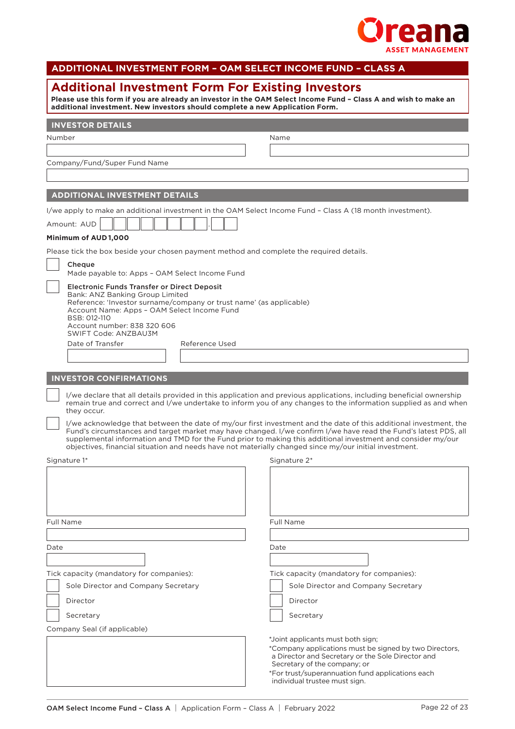Oreana
ASSET MANAGEMENT

## ADDITIONAL INVESTMENT FORM – OAM SELECT INCOME FUND – CLASS A

# Additional Investment Form For Existing Investors

**Please use this form if you are already an investor in the OAM Select Income Fund – Class A and wish to make an additional investment. New investors should complete a new Application Form.**

### INVESTOR DETAILS

Number

Name

Company/Fund/Super Fund Name

### ADDITIONAL INVESTMENT DETAILS

I/we apply to make an additional investment in the OAM Select Income Fund – Class A (18 month investment).

Amount: AUD ☐☐☐☐☐☐☐☐.☐☐

**Minimum of AUD 1,000**

Please tick the box beside your chosen payment method and complete the required details.

☐ **Cheque**
Made payable to: Apps – OAM Select Income Fund

☐ **Electronic Funds Transfer or Direct Deposit**
Bank: ANZ Banking Group Limited
Reference: 'Investor surname/company or trust name' (as applicable)
Account Name: Apps – OAM Select Income Fund
BSB: 012-110
Account number: 838 320 606
SWIFT Code: ANZBAU3M

Date of Transfer

Reference Used

### INVESTOR CONFIRMATIONS

☐ I/we declare that all details provided in this application and previous applications, including beneficial ownership remain true and correct and I/we undertake to inform you of any changes to the information supplied as and when they occur.

☐ I/we acknowledge that between the date of my/our first investment and the date of this additional investment, the Fund's circumstances and target market may have changed. I/we confirm I/we have read the Fund's latest PDS, all supplemental information and TMD for the Fund prior to making this additional investment and consider my/our objectives, financial situation and needs have not materially changed since my/our initial investment.

Signature 1*

Full Name

Date

Tick capacity (mandatory for companies):

☐ Sole Director and Company Secretary

☐ Director

☐ Secretary

Company Seal (if applicable)

Signature 2*

Full Name

Date

Tick capacity (mandatory for companies):

☐ Sole Director and Company Secretary

☐ Director

☐ Secretary

*Joint applicants must both sign;

*Company applications must be signed by two Directors, a Director and Secretary or the Sole Director and Secretary of the company; or

*For trust/superannuation fund applications each individual trustee must sign.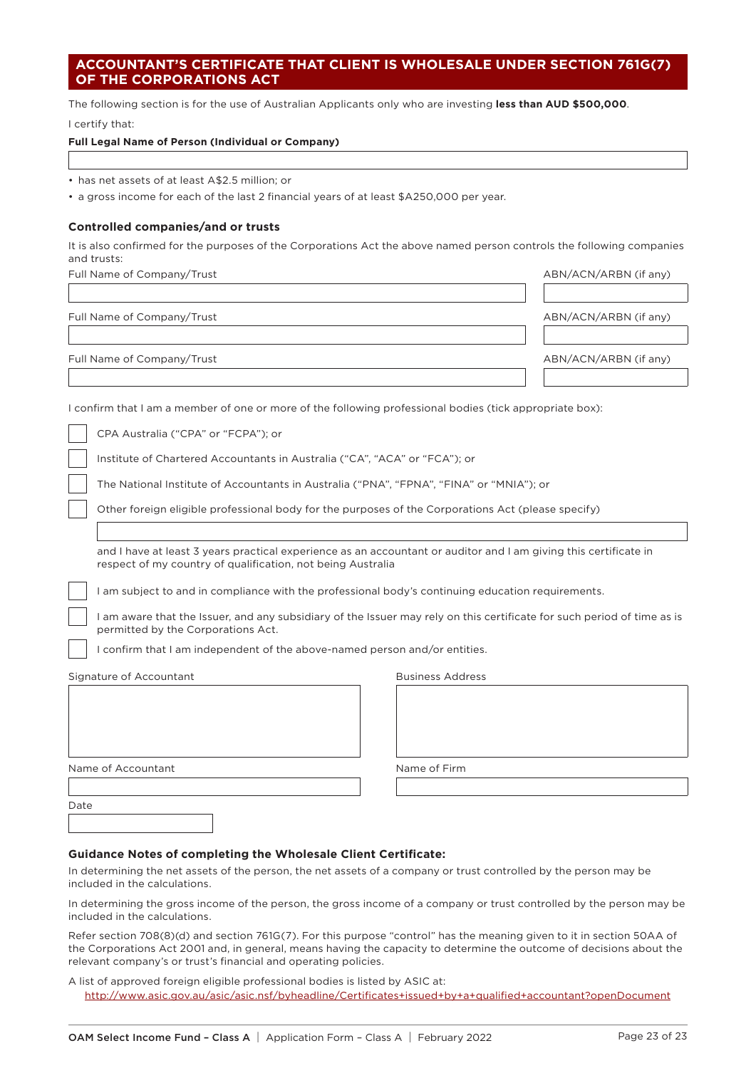## ACCOUNTANT'S CERTIFICATE THAT CLIENT IS WHOLESALE UNDER SECTION 761G(7) OF THE CORPORATIONS ACT

The following section is for the use of Australian Applicants only who are investing **less than AUD $500,000**.

I certify that:

**Full Legal Name of Person (Individual or Company)**

- has net assets of at least A$2.5 million; or
- a gross income for each of the last 2 financial years of at least $A250,000 per year.

### Controlled companies/and or trusts

It is also confirmed for the purposes of the Corporations Act the above named person controls the following companies and trusts:

| Full Name of Company/Trust | ABN/ACN/ARBN (if any) |
|---|---|
| | |
| | |
| | |

I confirm that I am a member of one or more of the following professional bodies (tick appropriate box):

- ☐ CPA Australia ("CPA" or "FCPA"); or
- ☐ Institute of Chartered Accountants in Australia ("CA", "ACA" or "FCA"); or
- ☐ The National Institute of Accountants in Australia ("PNA", "FPNA", "FINA" or "MNIA"); or
- ☐ Other foreign eligible professional body for the purposes of the Corporations Act (please specify)

and I have at least 3 years practical experience as an accountant or auditor and I am giving this certificate in respect of my country of qualification, not being Australia

- ☐ I am subject to and in compliance with the professional body's continuing education requirements.
- ☐ I am aware that the Issuer, and any subsidiary of the Issuer may rely on this certificate for such period of time as is permitted by the Corporations Act.
- ☐ I confirm that I am independent of the above-named person and/or entities.

Signature of Accountant

Business Address

Name of Accountant

Name of Firm

Date

### Guidance Notes of completing the Wholesale Client Certificate:

In determining the net assets of the person, the net assets of a company or trust controlled by the person may be included in the calculations.

In determining the gross income of the person, the gross income of a company or trust controlled by the person may be included in the calculations.

Refer section 708(8)(d) and section 761G(7). For this purpose "control" has the meaning given to it in section 50AA of the Corporations Act 2001 and, in general, means having the capacity to determine the outcome of decisions about the relevant company's or trust's financial and operating policies.

A list of approved foreign eligible professional bodies is listed by ASIC at:
http://www.asic.gov.au/asic/asic.nsf/byheadline/Certificates+issued+by+a+qualified+accountant?openDocument